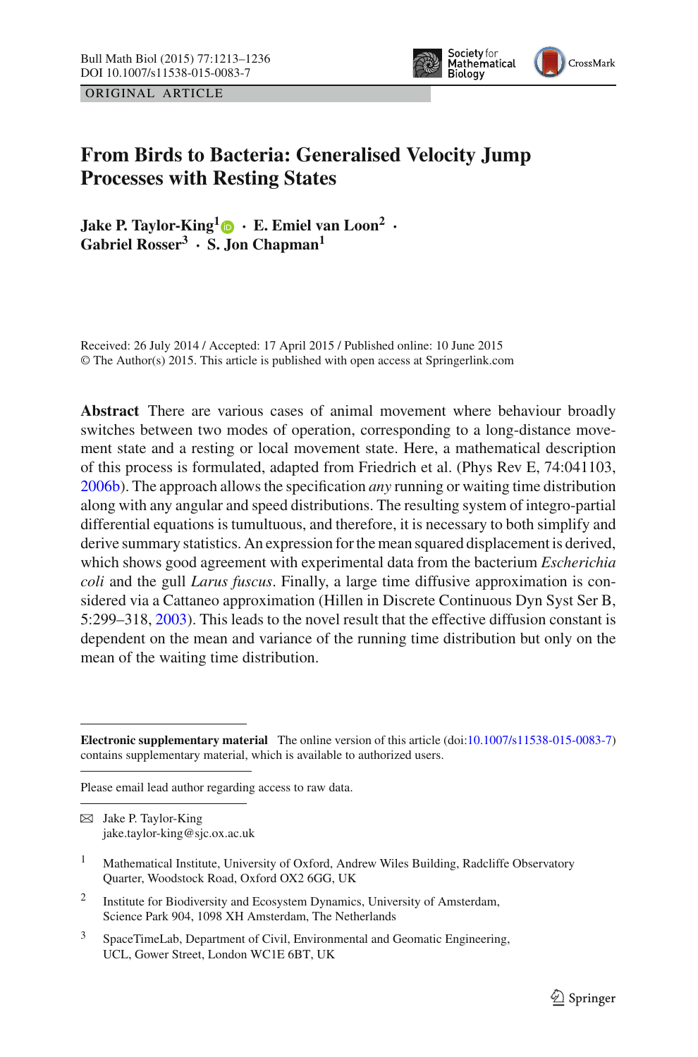ORIGINAL ARTICLE

# From Birds to Bacteria: Generalised Velocity Jump Processes with Resting States

**Jake P. Taylor-King[1] · E. Emiel van Loon[2] · Gabriel Rosser[3] · S. Jon Chapman[1]**

Received: 26 July 2014 / Accepted: 17 April 2015 / Published online: 10 June 2015
© The Author(s) 2015. This article is published with open access at Springerlink.com

**Abstract** There are various cases of animal movement where behaviour broadly switches between two modes of operation, corresponding to a long-distance movement state and a resting or local movement state. Here, a mathematical description of this process is formulated, adapted from Friedrich et al. (Phys Rev E, 74:041103, 2006b). The approach allows the specification *any* running or waiting time distribution along with any angular and speed distributions. The resulting system of integro-partial differential equations is tumultuous, and therefore, it is necessary to both simplify and derive summary statistics. An expression for the mean squared displacement is derived, which shows good agreement with experimental data from the bacterium *Escherichia coli* and the gull *Larus fuscus*. Finally, a large time diffusive approximation is considered via a Cattaneo approximation (Hillen in Discrete Continuous Dyn Syst Ser B, 5:299–318, 2003). This leads to the novel result that the effective diffusion constant is dependent on the mean and variance of the running time distribution but only on the mean of the waiting time distribution.

---

**Electronic supplementary material** The online version of this article (doi:10.1007/s11538-015-0083-7) contains supplementary material, which is available to authorized users.

Please email lead author regarding access to raw data.

✉ Jake P. Taylor-King
jake.taylor-king@sjc.ox.ac.uk

[1] Mathematical Institute, University of Oxford, Andrew Wiles Building, Radcliffe Observatory Quarter, Woodstock Road, Oxford OX2 6GG, UK

[2] Institute for Biodiversity and Ecosystem Dynamics, University of Amsterdam, Science Park 904, 1098 XH Amsterdam, The Netherlands

[3] SpaceTimeLab, Department of Civil, Environmental and Geomatic Engineering, UCL, Gower Street, London WC1E 6BT, UK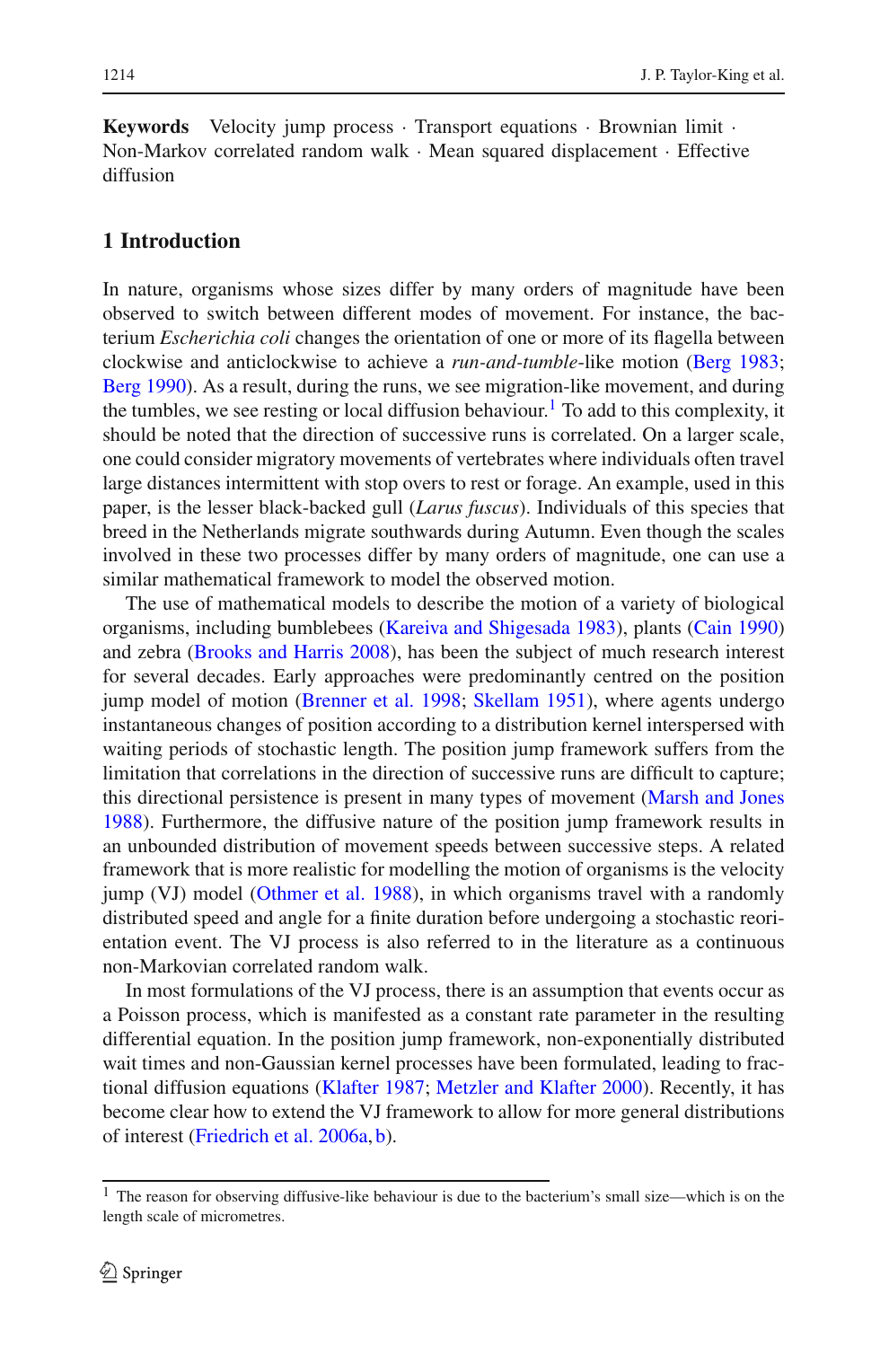**Keywords** Velocity jump process · Transport equations · Brownian limit · Non-Markov correlated random walk · Mean squared displacement · Effective diffusion

## 1 Introduction

In nature, organisms whose sizes differ by many orders of magnitude have been observed to switch between different modes of movement. For instance, the bacterium *Escherichia coli* changes the orientation of one or more of its flagella between clockwise and anticlockwise to achieve a *run-and-tumble*-like motion (Berg 1983; Berg 1990). As a result, during the runs, we see migration-like movement, and during the tumbles, we see resting or local diffusion behaviour.[1] To add to this complexity, it should be noted that the direction of successive runs is correlated. On a larger scale, one could consider migratory movements of vertebrates where individuals often travel large distances intermittent with stop overs to rest or forage. An example, used in this paper, is the lesser black-backed gull (*Larus fuscus*). Individuals of this species that breed in the Netherlands migrate southwards during Autumn. Even though the scales involved in these two processes differ by many orders of magnitude, one can use a similar mathematical framework to model the observed motion.

The use of mathematical models to describe the motion of a variety of biological organisms, including bumblebees (Kareiva and Shigesada 1983), plants (Cain 1990) and zebra (Brooks and Harris 2008), has been the subject of much research interest for several decades. Early approaches were predominantly centred on the position jump model of motion (Brenner et al. 1998; Skellam 1951), where agents undergo instantaneous changes of position according to a distribution kernel interspersed with waiting periods of stochastic length. The position jump framework suffers from the limitation that correlations in the direction of successive runs are difficult to capture; this directional persistence is present in many types of movement (Marsh and Jones 1988). Furthermore, the diffusive nature of the position jump framework results in an unbounded distribution of movement speeds between successive steps. A related framework that is more realistic for modelling the motion of organisms is the velocity jump (VJ) model (Othmer et al. 1988), in which organisms travel with a randomly distributed speed and angle for a finite duration before undergoing a stochastic reorientation event. The VJ process is also referred to in the literature as a continuous non-Markovian correlated random walk.

In most formulations of the VJ process, there is an assumption that events occur as a Poisson process, which is manifested as a constant rate parameter in the resulting differential equation. In the position jump framework, non-exponentially distributed wait times and non-Gaussian kernel processes have been formulated, leading to fractional diffusion equations (Klafter 1987; Metzler and Klafter 2000). Recently, it has become clear how to extend the VJ framework to allow for more general distributions of interest (Friedrich et al. 2006a, b).

[1] The reason for observing diffusive-like behaviour is due to the bacterium's small size—which is on the length scale of micrometres.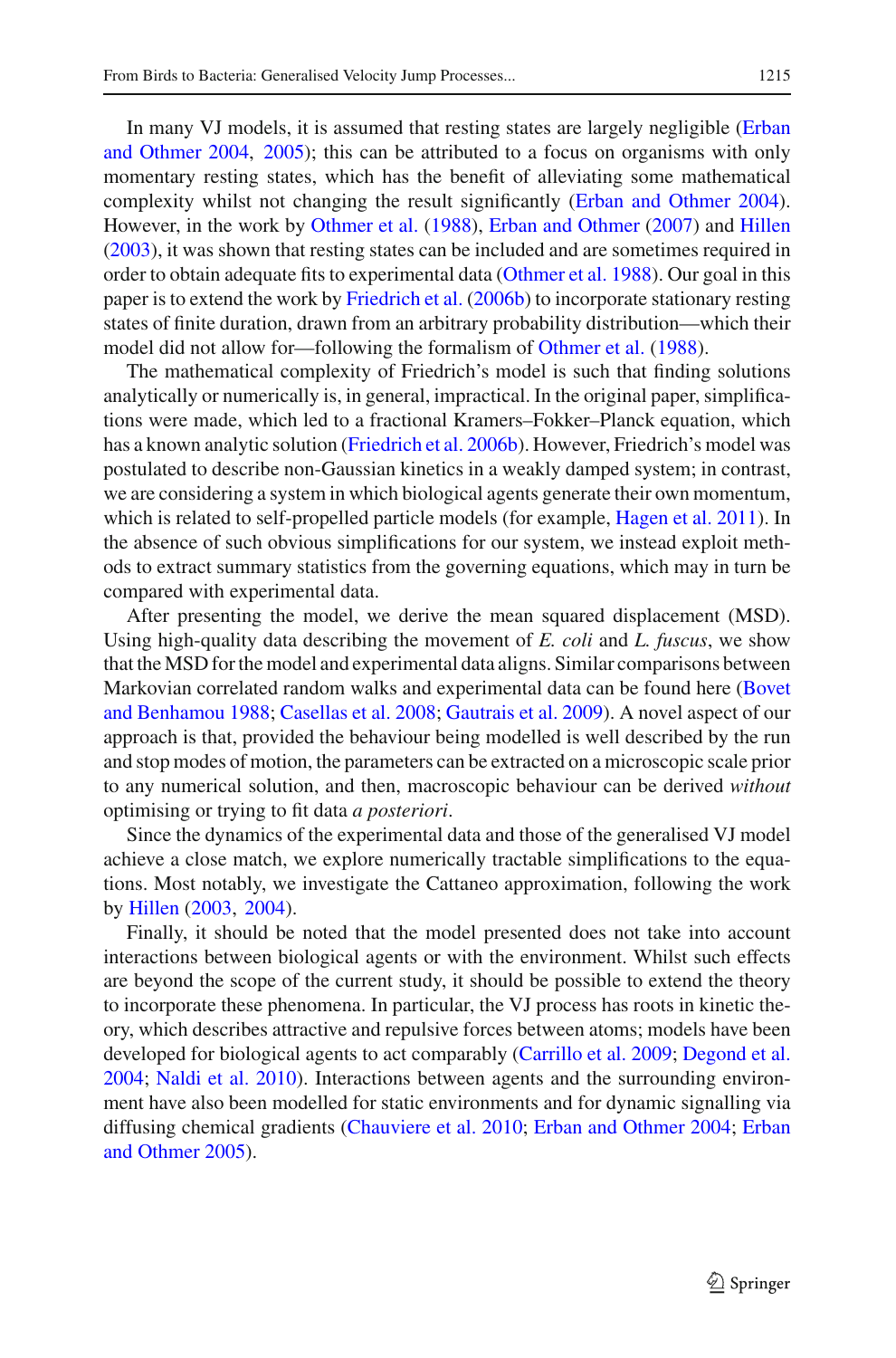In many VJ models, it is assumed that resting states are largely negligible (Erban and Othmer 2004, 2005); this can be attributed to a focus on organisms with only momentary resting states, which has the benefit of alleviating some mathematical complexity whilst not changing the result significantly (Erban and Othmer 2004). However, in the work by Othmer et al. (1988), Erban and Othmer (2007) and Hillen (2003), it was shown that resting states can be included and are sometimes required in order to obtain adequate fits to experimental data (Othmer et al. 1988). Our goal in this paper is to extend the work by Friedrich et al. (2006b) to incorporate stationary resting states of finite duration, drawn from an arbitrary probability distribution—which their model did not allow for—following the formalism of Othmer et al. (1988).

The mathematical complexity of Friedrich's model is such that finding solutions analytically or numerically is, in general, impractical. In the original paper, simplifications were made, which led to a fractional Kramers–Fokker–Planck equation, which has a known analytic solution (Friedrich et al. 2006b). However, Friedrich's model was postulated to describe non-Gaussian kinetics in a weakly damped system; in contrast, we are considering a system in which biological agents generate their own momentum, which is related to self-propelled particle models (for example, Hagen et al. 2011). In the absence of such obvious simplifications for our system, we instead exploit methods to extract summary statistics from the governing equations, which may in turn be compared with experimental data.

After presenting the model, we derive the mean squared displacement (MSD). Using high-quality data describing the movement of *E. coli* and *L. fuscus*, we show that the MSD for the model and experimental data aligns. Similar comparisons between Markovian correlated random walks and experimental data can be found here (Bovet and Benhamou 1988; Casellas et al. 2008; Gautrais et al. 2009). A novel aspect of our approach is that, provided the behaviour being modelled is well described by the run and stop modes of motion, the parameters can be extracted on a microscopic scale prior to any numerical solution, and then, macroscopic behaviour can be derived *without* optimising or trying to fit data *a posteriori*.

Since the dynamics of the experimental data and those of the generalised VJ model achieve a close match, we explore numerically tractable simplifications to the equations. Most notably, we investigate the Cattaneo approximation, following the work by Hillen (2003, 2004).

Finally, it should be noted that the model presented does not take into account interactions between biological agents or with the environment. Whilst such effects are beyond the scope of the current study, it should be possible to extend the theory to incorporate these phenomena. In particular, the VJ process has roots in kinetic theory, which describes attractive and repulsive forces between atoms; models have been developed for biological agents to act comparably (Carrillo et al. 2009; Degond et al. 2004; Naldi et al. 2010). Interactions between agents and the surrounding environment have also been modelled for static environments and for dynamic signalling via diffusing chemical gradients (Chauviere et al. 2010; Erban and Othmer 2004; Erban and Othmer 2005).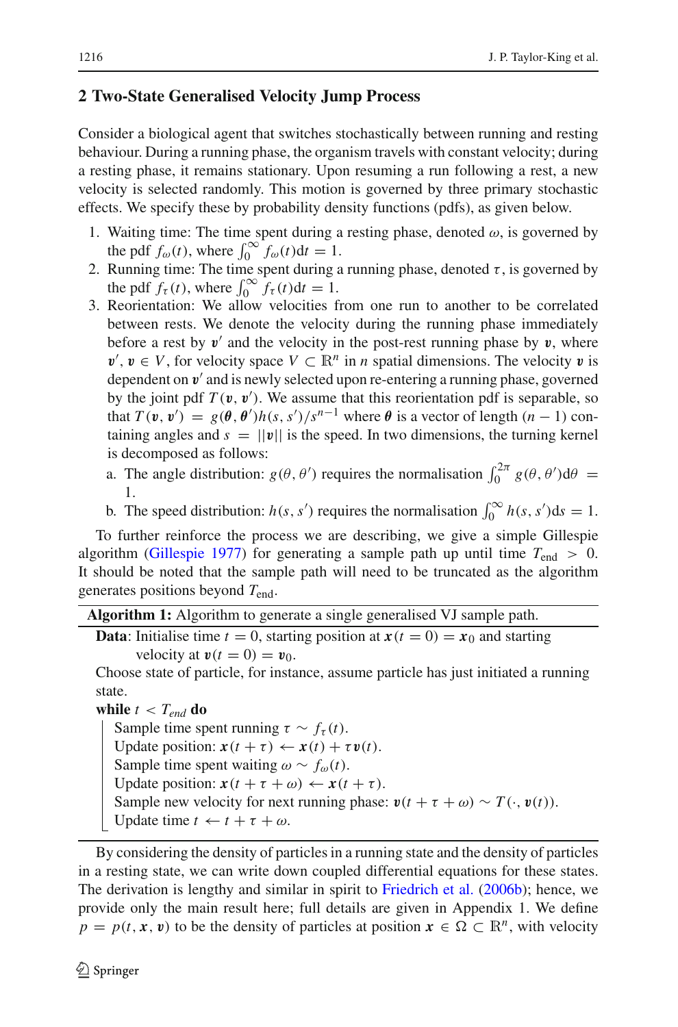## 2 Two-State Generalised Velocity Jump Process

Consider a biological agent that switches stochastically between running and resting behaviour. During a running phase, the organism travels with constant velocity; during a resting phase, it remains stationary. Upon resuming a run following a rest, a new velocity is selected randomly. This motion is governed by three primary stochastic effects. We specify these by probability density functions (pdfs), as given below.

1. Waiting time: The time spent during a resting phase, denoted $\omega$, is governed by the pdf $f_\omega(t)$, where $\int_0^\infty f_\omega(t)\mathrm{d}t = 1$.
2. Running time: The time spent during a running phase, denoted $\tau$, is governed by the pdf $f_\tau(t)$, where $\int_0^\infty f_\tau(t)\mathrm{d}t = 1$.
3. Reorientation: We allow velocities from one run to another to be correlated between rests. We denote the velocity during the running phase immediately before a rest by $\boldsymbol{v}'$ and the velocity in the post-rest running phase by $\boldsymbol{v}$, where $\boldsymbol{v}', \boldsymbol{v} \in V$, for velocity space $V \subset \mathbb{R}^n$ in $n$ spatial dimensions. The velocity $\boldsymbol{v}$ is dependent on $\boldsymbol{v}'$ and is newly selected upon re-entering a running phase, governed by the joint pdf $T(\boldsymbol{v}, \boldsymbol{v}')$. We assume that this reorientation pdf is separable, so that $T(\boldsymbol{v}, \boldsymbol{v}') = g(\boldsymbol{\theta}, \boldsymbol{\theta}')h(s, s')/s^{n-1}$ where $\boldsymbol{\theta}$ is a vector of length $(n-1)$ containing angles and $s = ||\boldsymbol{v}||$ is the speed. In two dimensions, the turning kernel is decomposed as follows:
   a. The angle distribution: $g(\theta, \theta')$ requires the normalisation $\int_0^{2\pi} g(\theta, \theta')\mathrm{d}\theta = 1$.
   b. The speed distribution: $h(s, s')$ requires the normalisation $\int_0^\infty h(s, s')\mathrm{d}s = 1$.

To further reinforce the process we are describing, we give a simple Gillespie algorithm (Gillespie 1977) for generating a sample path up until time $T_{\text{end}} > 0$. It should be noted that the sample path will need to be truncated as the algorithm generates positions beyond $T_{\text{end}}$.

---

**Algorithm 1:** Algorithm to generate a single generalised VJ sample path.

---

**Data**: Initialise time $t = 0$, starting position at $\boldsymbol{x}(t = 0) = \boldsymbol{x}_0$ and starting velocity at $\boldsymbol{v}(t = 0) = \boldsymbol{v}_0$.

Choose state of particle, for instance, assume particle has just initiated a running state.

**while** $t < T_{end}$ **do**

- Sample time spent running $\tau \sim f_\tau(t)$.
- Update position: $\boldsymbol{x}(t + \tau) \leftarrow \boldsymbol{x}(t) + \tau\boldsymbol{v}(t)$.
- Sample time spent waiting $\omega \sim f_\omega(t)$.
- Update position: $\boldsymbol{x}(t + \tau + \omega) \leftarrow \boldsymbol{x}(t + \tau)$.
- Sample new velocity for next running phase: $\boldsymbol{v}(t + \tau + \omega) \sim T(\cdot, \boldsymbol{v}(t))$.
- Update time $t \leftarrow t + \tau + \omega$.

---

By considering the density of particles in a running state and the density of particles in a resting state, we can write down coupled differential equations for these states. The derivation is lengthy and similar in spirit to Friedrich et al. (2006b); hence, we provide only the main result here; full details are given in Appendix 1. We define $p = p(t, \boldsymbol{x}, \boldsymbol{v})$ to be the density of particles at position $\boldsymbol{x} \in \Omega \subset \mathbb{R}^n$, with velocity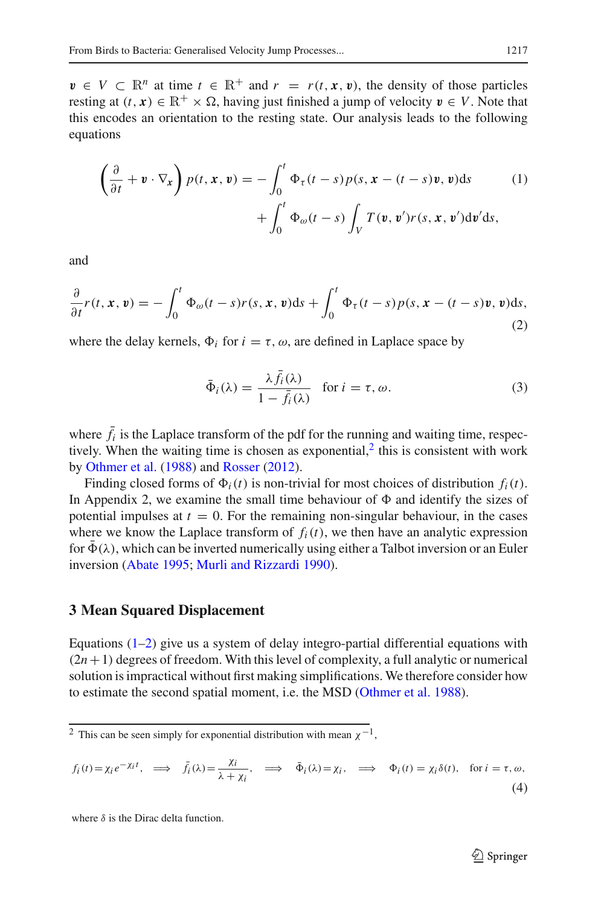$\boldsymbol{v} \in V \subset \mathbb{R}^n$ at time $t \in \mathbb{R}^+$ and $r = r(t, \boldsymbol{x}, \boldsymbol{v})$, the density of those particles resting at $(t, \boldsymbol{x}) \in \mathbb{R}^+ \times \Omega$, having just finished a jump of velocity $\boldsymbol{v} \in V$. Note that this encodes an orientation to the resting state. Our analysis leads to the following equations

$$
\left(\frac{\partial}{\partial t} + \boldsymbol{v} \cdot \nabla_{\boldsymbol{x}}\right) p(t, \boldsymbol{x}, \boldsymbol{v}) = -\int_0^t \Phi_\tau(t-s) p(s, \boldsymbol{x} - (t-s)\boldsymbol{v}, \boldsymbol{v}) \mathrm{d}s + \int_0^t \Phi_\omega(t-s) \int_V T(\boldsymbol{v}, \boldsymbol{v}') r(s, \boldsymbol{x}, \boldsymbol{v}') \mathrm{d}\boldsymbol{v}' \mathrm{d}s, \tag{1}
$$

and

$$
\frac{\partial}{\partial t} r(t, \boldsymbol{x}, \boldsymbol{v}) = -\int_0^t \Phi_\omega(t-s) r(s, \boldsymbol{x}, \boldsymbol{v}) \mathrm{d}s + \int_0^t \Phi_\tau(t-s) p(s, \boldsymbol{x} - (t-s)\boldsymbol{v}, \boldsymbol{v}) \mathrm{d}s, \tag{2}
$$

where the delay kernels, $\Phi_i$ for $i = \tau, \omega$, are defined in Laplace space by

$$
\bar{\Phi}_i(\lambda) = \frac{\lambda \bar{f}_i(\lambda)}{1 - \bar{f}_i(\lambda)} \quad \text{for } i = \tau, \omega. \tag{3}
$$

where $\bar{f}_i$ is the Laplace transform of the pdf for the running and waiting time, respectively. When the waiting time is chosen as exponential,[2] this is consistent with work by Othmer et al. (1988) and Rosser (2012).

Finding closed forms of $\Phi_i(t)$ is non-trivial for most choices of distribution $f_i(t)$. In Appendix 2, we examine the small time behaviour of $\Phi$ and identify the sizes of potential impulses at $t = 0$. For the remaining non-singular behaviour, in the cases where we know the Laplace transform of $f_i(t)$, we then have an analytic expression for $\bar{\Phi}(\lambda)$, which can be inverted numerically using either a Talbot inversion or an Euler inversion (Abate 1995; Murli and Rizzardi 1990).

## 3 Mean Squared Displacement

Equations (1–2) give us a system of delay integro-partial differential equations with $(2n+1)$ degrees of freedom. With this level of complexity, a full analytic or numerical solution is impractical without first making simplifications. We therefore consider how to estimate the second spatial moment, i.e. the MSD (Othmer et al. 1988).

---

[2] This can be seen simply for exponential distribution with mean $\chi^{-1}$,

$$
f_i(t) = \chi_i e^{-\chi_i t}, \implies \bar{f}_i(\lambda) = \frac{\chi_i}{\lambda + \chi_i}, \implies \bar{\Phi}_i(\lambda) = \chi_i, \implies \Phi_i(t) = \chi_i \delta(t), \quad \text{for } i = \tau, \omega, \tag{4}
$$

where $\delta$ is the Dirac delta function.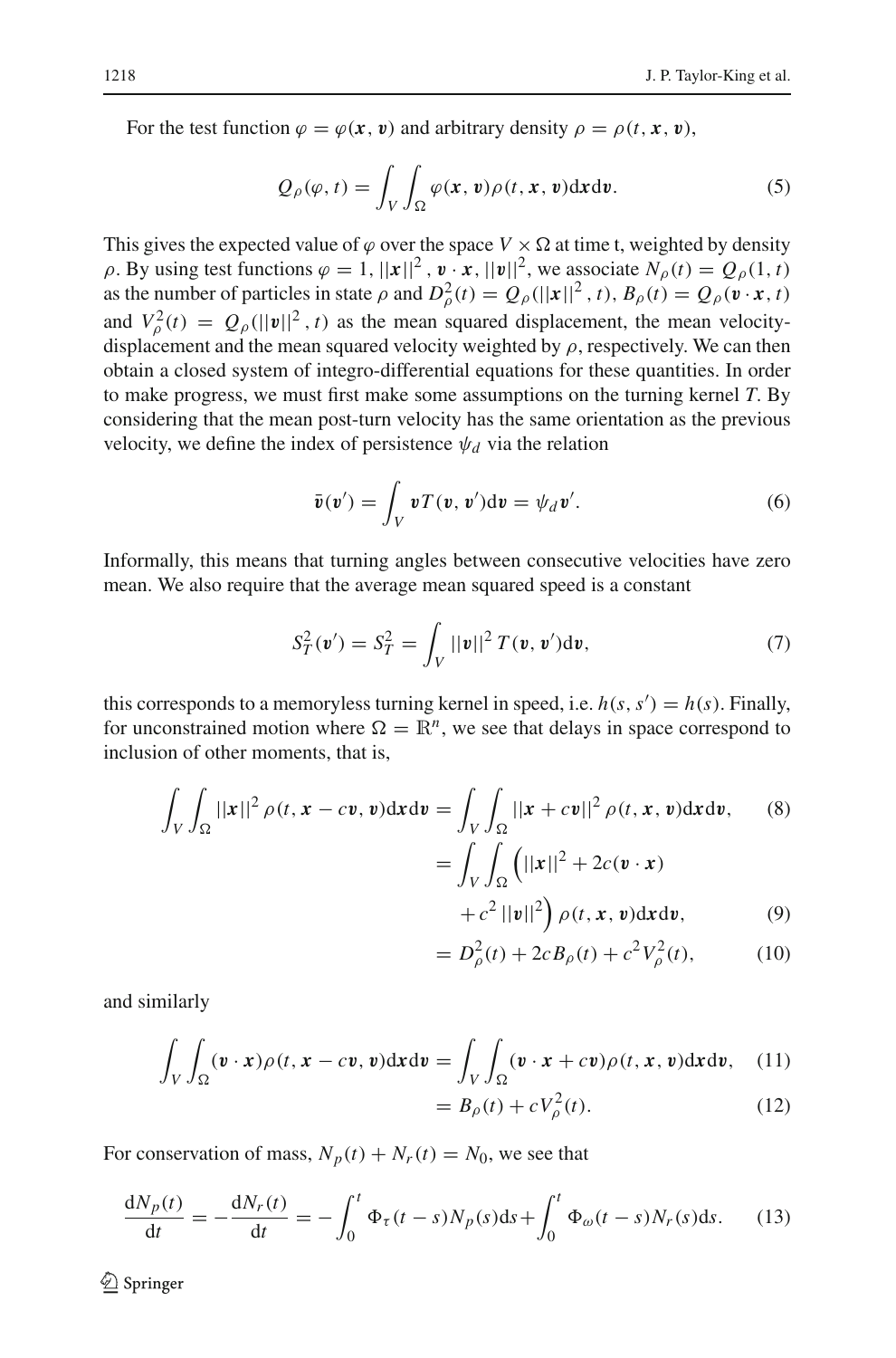For the test function $\varphi = \varphi(\boldsymbol{x}, \boldsymbol{v})$ and arbitrary density $\rho = \rho(t, \boldsymbol{x}, \boldsymbol{v})$,

$$Q_\rho(\varphi, t) = \int_V \int_\Omega \varphi(\boldsymbol{x}, \boldsymbol{v})\rho(t, \boldsymbol{x}, \boldsymbol{v})\mathrm{d}\boldsymbol{x}\mathrm{d}\boldsymbol{v}. \tag{5}$$

This gives the expected value of $\varphi$ over the space $V \times \Omega$ at time t, weighted by density $\rho$. By using test functions $\varphi = 1, ||\boldsymbol{x}||^2, \boldsymbol{v} \cdot \boldsymbol{x}, ||\boldsymbol{v}||^2$, we associate $N_\rho(t) = Q_\rho(1, t)$ as the number of particles in state $\rho$ and $D_\rho^2(t) = Q_\rho(||\boldsymbol{x}||^2, t)$, $B_\rho(t) = Q_\rho(\boldsymbol{v} \cdot \boldsymbol{x}, t)$ and $V_\rho^2(t) = Q_\rho(||\boldsymbol{v}||^2, t)$ as the mean squared displacement, the mean velocity-displacement and the mean squared velocity weighted by $\rho$, respectively. We can then obtain a closed system of integro-differential equations for these quantities. In order to make progress, we must first make some assumptions on the turning kernel $T$. By considering that the mean post-turn velocity has the same orientation as the previous velocity, we define the index of persistence $\psi_d$ via the relation

$$\bar{\boldsymbol{v}}(\boldsymbol{v}') = \int_V \boldsymbol{v} T(\boldsymbol{v}, \boldsymbol{v}')\mathrm{d}\boldsymbol{v} = \psi_d \boldsymbol{v}'. \tag{6}$$

Informally, this means that turning angles between consecutive velocities have zero mean. We also require that the average mean squared speed is a constant

$$S_T^2(\boldsymbol{v}') = S_T^2 = \int_V ||\boldsymbol{v}||^2 T(\boldsymbol{v}, \boldsymbol{v}')\mathrm{d}\boldsymbol{v}, \tag{7}$$

this corresponds to a memoryless turning kernel in speed, i.e. $h(s, s') = h(s)$. Finally, for unconstrained motion where $\Omega = \mathbb{R}^n$, we see that delays in space correspond to inclusion of other moments, that is,

$$\begin{aligned}
\int_V \int_\Omega ||\boldsymbol{x}||^2 \rho(t, \boldsymbol{x} - c\boldsymbol{v}, \boldsymbol{v})\mathrm{d}\boldsymbol{x}\mathrm{d}\boldsymbol{v} &= \int_V \int_\Omega ||\boldsymbol{x} + c\boldsymbol{v}||^2 \rho(t, \boldsymbol{x}, \boldsymbol{v})\mathrm{d}\boldsymbol{x}\mathrm{d}\boldsymbol{v}, &(8)\\
&= \int_V \int_\Omega \Big( ||\boldsymbol{x}||^2 + 2c(\boldsymbol{v} \cdot \boldsymbol{x}) \\
&\quad + c^2 ||\boldsymbol{v}||^2 \Big) \rho(t, \boldsymbol{x}, \boldsymbol{v})\mathrm{d}\boldsymbol{x}\mathrm{d}\boldsymbol{v}, &(9)\\
&= D_\rho^2(t) + 2cB_\rho(t) + c^2 V_\rho^2(t), &(10)
\end{aligned}$$

and similarly

$$\begin{aligned}
\int_V \int_\Omega (\boldsymbol{v} \cdot \boldsymbol{x}) \rho(t, \boldsymbol{x} - c\boldsymbol{v}, \boldsymbol{v})\mathrm{d}\boldsymbol{x}\mathrm{d}\boldsymbol{v} &= \int_V \int_\Omega (\boldsymbol{v} \cdot \boldsymbol{x} + c\boldsymbol{v}) \rho(t, \boldsymbol{x}, \boldsymbol{v})\mathrm{d}\boldsymbol{x}\mathrm{d}\boldsymbol{v}, &(11)\\
&= B_\rho(t) + cV_\rho^2(t). &(12)
\end{aligned}$$

For conservation of mass, $N_p(t) + N_r(t) = N_0$, we see that

$$\frac{\mathrm{d}N_p(t)}{\mathrm{d}t} = -\frac{\mathrm{d}N_r(t)}{\mathrm{d}t} = -\int_0^t \Phi_\tau(t-s)N_p(s)\mathrm{d}s + \int_0^t \Phi_\omega(t-s)N_r(s)\mathrm{d}s. \tag{13}$$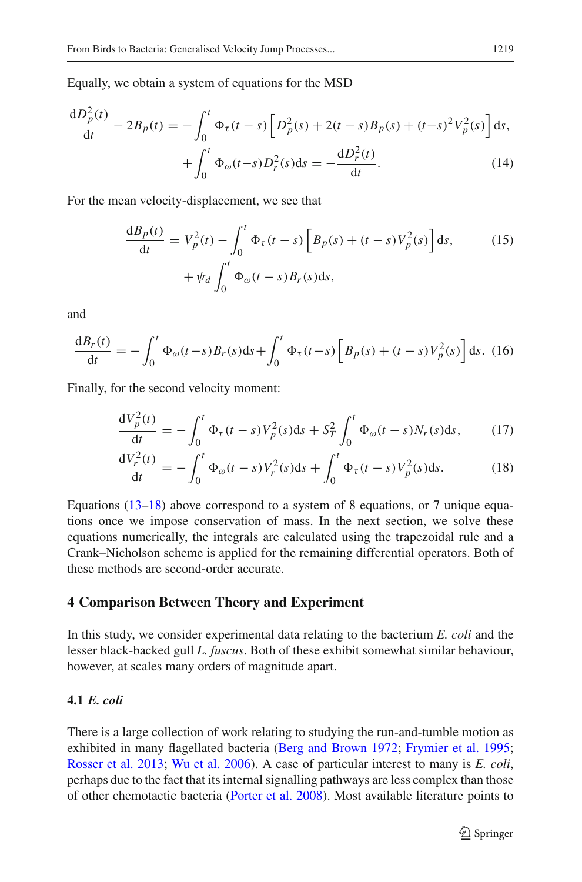Equally, we obtain a system of equations for the MSD

$$
\begin{aligned}
\frac{\mathrm{d}D_p^2(t)}{\mathrm{d}t} - 2B_p(t) = &-\int_0^t \Phi_\tau(t-s)\left[D_p^2(s) + 2(t-s)B_p(s) + (t-s)^2 V_p^2(s)\right]\mathrm{d}s, \\
&+\int_0^t \Phi_\omega(t-s)D_r^2(s)\mathrm{d}s = -\frac{\mathrm{d}D_r^2(t)}{\mathrm{d}t}.
\end{aligned} \tag{14}
$$

For the mean velocity-displacement, we see that

$$
\begin{aligned}
\frac{\mathrm{d}B_p(t)}{\mathrm{d}t} = V_p^2(t) &- \int_0^t \Phi_\tau(t-s)\left[B_p(s) + (t-s)V_p^2(s)\right]\mathrm{d}s, \\
&+ \psi_d \int_0^t \Phi_\omega(t-s)B_r(s)\mathrm{d}s,
\end{aligned} \tag{15}
$$

and

$$
\frac{\mathrm{d}B_r(t)}{\mathrm{d}t} = -\int_0^t \Phi_\omega(t-s)B_r(s)\mathrm{d}s + \int_0^t \Phi_\tau(t-s)\left[B_p(s) + (t-s)V_p^2(s)\right]\mathrm{d}s. \tag{16}
$$

Finally, for the second velocity moment:

$$
\frac{\mathrm{d}V_p^2(t)}{\mathrm{d}t} = -\int_0^t \Phi_\tau(t-s)V_p^2(s)\mathrm{d}s + S_T^2 \int_0^t \Phi_\omega(t-s)N_r(s)\mathrm{d}s, \tag{17}
$$

$$
\frac{\mathrm{d}V_r^2(t)}{\mathrm{d}t} = -\int_0^t \Phi_\omega(t-s)V_r^2(s)\mathrm{d}s + \int_0^t \Phi_\tau(t-s)V_p^2(s)\mathrm{d}s. \tag{18}
$$

Equations (13–18) above correspond to a system of 8 equations, or 7 unique equations once we impose conservation of mass. In the next section, we solve these equations numerically, the integrals are calculated using the trapezoidal rule and a Crank–Nicholson scheme is applied for the remaining differential operators. Both of these methods are second-order accurate.

## 4 Comparison Between Theory and Experiment

In this study, we consider experimental data relating to the bacterium *E. coli* and the lesser black-backed gull *L. fuscus*. Both of these exhibit somewhat similar behaviour, however, at scales many orders of magnitude apart.

### 4.1 *E. coli*

There is a large collection of work relating to studying the run-and-tumble motion as exhibited in many flagellated bacteria (Berg and Brown 1972; Frymier et al. 1995; Rosser et al. 2013; Wu et al. 2006). A case of particular interest to many is *E. coli*, perhaps due to the fact that its internal signalling pathways are less complex than those of other chemotactic bacteria (Porter et al. 2008). Most available literature points to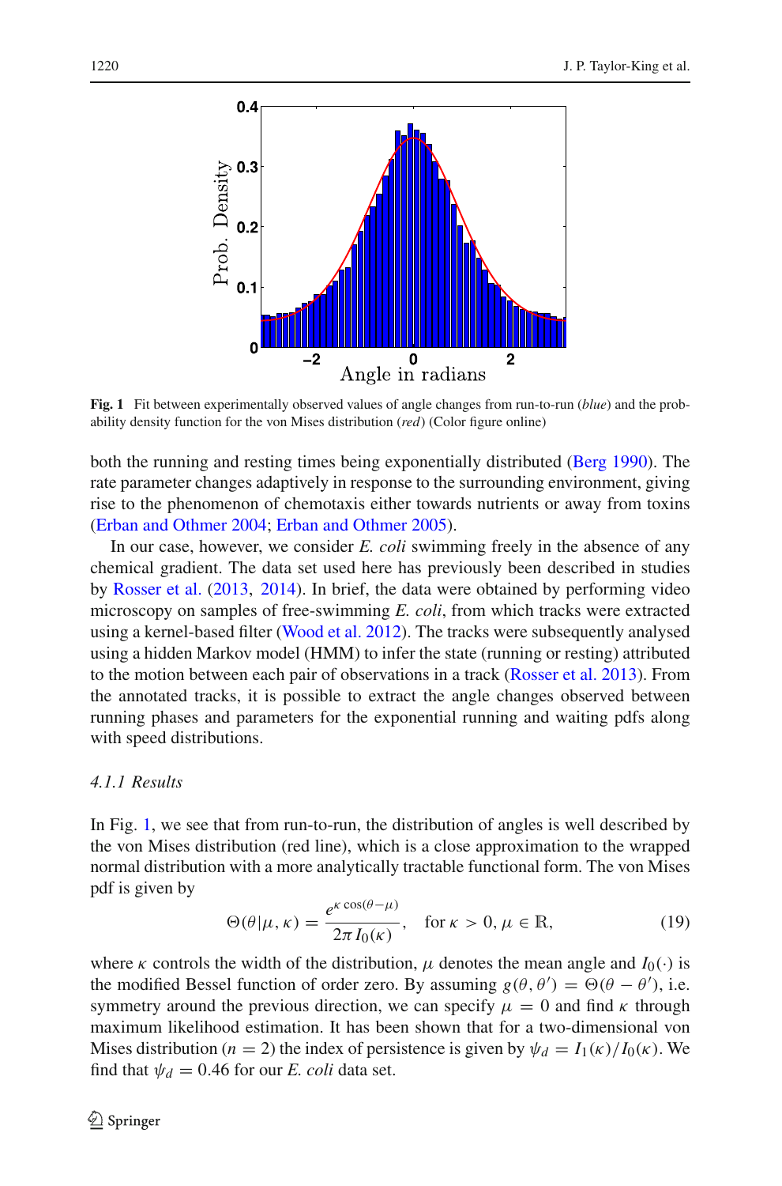Fig. 1 Fit between experimentally observed values of angle changes from run-to-run (*blue*) and the probability density function for the von Mises distribution (*red*) (Color figure online)

both the running and resting times being exponentially distributed (Berg 1990). The rate parameter changes adaptively in response to the surrounding environment, giving rise to the phenomenon of chemotaxis either towards nutrients or away from toxins (Erban and Othmer 2004; Erban and Othmer 2005).

In our case, however, we consider *E. coli* swimming freely in the absence of any chemical gradient. The data set used here has previously been described in studies by Rosser et al. (2013, 2014). In brief, the data were obtained by performing video microscopy on samples of free-swimming *E. coli*, from which tracks were extracted using a kernel-based filter (Wood et al. 2012). The tracks were subsequently analysed using a hidden Markov model (HMM) to infer the state (running or resting) attributed to the motion between each pair of observations in a track (Rosser et al. 2013). From the annotated tracks, it is possible to extract the angle changes observed between running phases and parameters for the exponential running and waiting pdfs along with speed distributions.

#### *4.1.1 Results*

In Fig. 1, we see that from run-to-run, the distribution of angles is well described by the von Mises distribution (red line), which is a close approximation to the wrapped normal distribution with a more analytically tractable functional form. The von Mises pdf is given by

$$\Theta(\theta|\mu, \kappa) = \frac{e^{\kappa \cos(\theta-\mu)}}{2\pi I_0(\kappa)}, \quad \text{for } \kappa > 0, \mu \in \mathbb{R}, \tag{19}$$

where $\kappa$ controls the width of the distribution, $\mu$ denotes the mean angle and $I_0(\cdot)$ is the modified Bessel function of order zero. By assuming $g(\theta, \theta') = \Theta(\theta - \theta')$, i.e. symmetry around the previous direction, we can specify $\mu = 0$ and find $\kappa$ through maximum likelihood estimation. It has been shown that for a two-dimensional von Mises distribution ($n = 2$) the index of persistence is given by $\psi_d = I_1(\kappa)/I_0(\kappa)$. We find that $\psi_d = 0.46$ for our *E. coli* data set.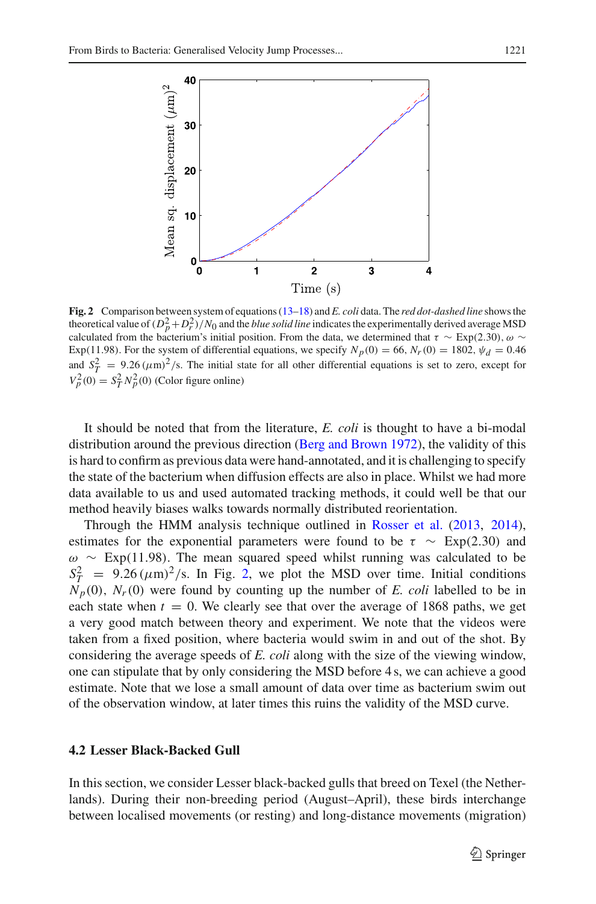**Fig. 2** Comparison between system of equations (13–18) and *E. coli* data. The *red dot-dashed line* shows the theoretical value of $(D_p^2+D_r^2)/N_0$ and the *blue solid line* indicates the experimentally derived average MSD calculated from the bacterium's initial position. From the data, we determined that $\tau \sim \text{Exp}(2.30)$, $\omega \sim \text{Exp}(11.98)$. For the system of differential equations, we specify $N_p(0) = 66$, $N_r(0) = 1802$, $\psi_d = 0.46$ and $S_T^2 = 9.26\,(\mu\text{m})^2/\text{s}$. The initial state for all other differential equations is set to zero, except for $V_p^2(0) = S_T^2 N_p^2(0)$ (Color figure online)

It should be noted that from the literature, *E. coli* is thought to have a bi-modal distribution around the previous direction (Berg and Brown 1972), the validity of this is hard to confirm as previous data were hand-annotated, and it is challenging to specify the state of the bacterium when diffusion effects are also in place. Whilst we had more data available to us and used automated tracking methods, it could well be that our method heavily biases walks towards normally distributed reorientation.

Through the HMM analysis technique outlined in Rosser et al. (2013, 2014), estimates for the exponential parameters were found to be $\tau \sim \text{Exp}(2.30)$ and $\omega \sim \text{Exp}(11.98)$. The mean squared speed whilst running was calculated to be $S_T^2 = 9.26\,(\mu\text{m})^2/\text{s}$. In Fig. 2, we plot the MSD over time. Initial conditions $N_p(0)$, $N_r(0)$ were found by counting up the number of *E. coli* labelled to be in each state when $t = 0$. We clearly see that over the average of 1868 paths, we get a very good match between theory and experiment. We note that the videos were taken from a fixed position, where bacteria would swim in and out of the shot. By considering the average speeds of *E. coli* along with the size of the viewing window, one can stipulate that by only considering the MSD before 4 s, we can achieve a good estimate. Note that we lose a small amount of data over time as bacterium swim out of the observation window, at later times this ruins the validity of the MSD curve.

### 4.2 Lesser Black-Backed Gull

In this section, we consider Lesser black-backed gulls that breed on Texel (the Netherlands). During their non-breeding period (August–April), these birds interchange between localised movements (or resting) and long-distance movements (migration)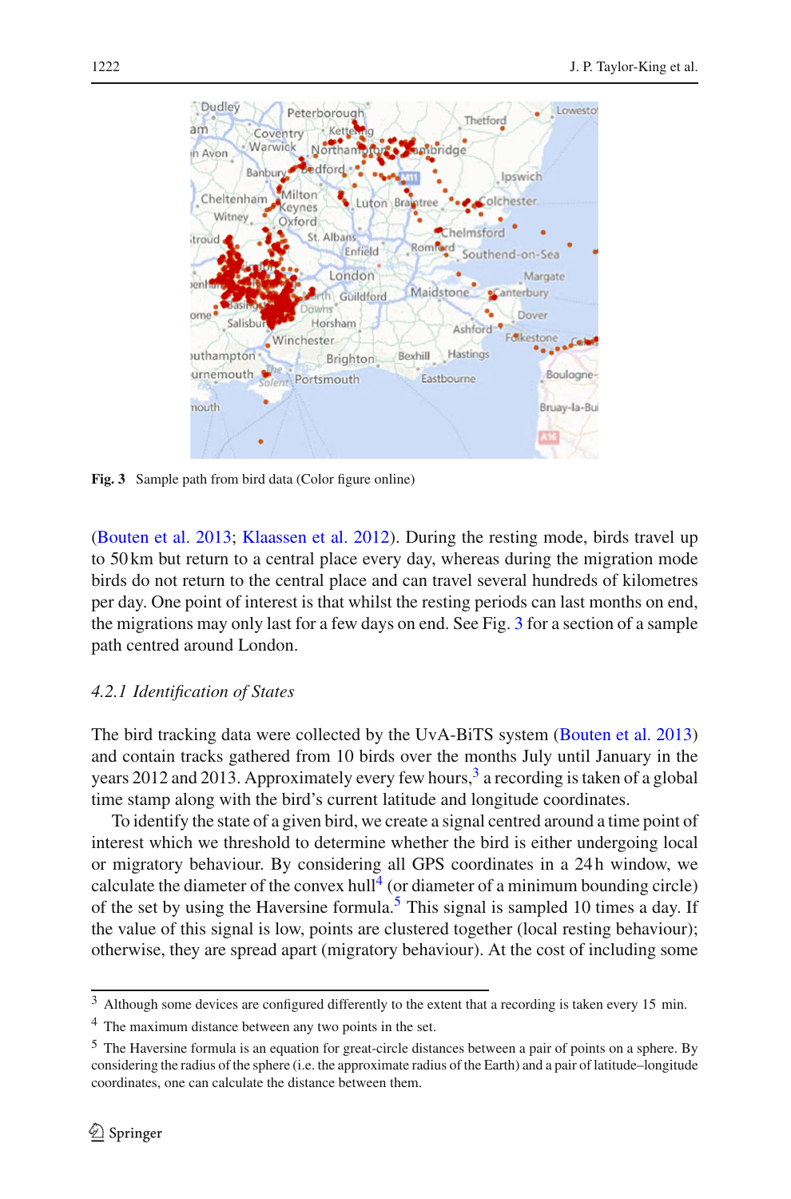Fig. 3 Sample path from bird data (Color figure online)

(Bouten et al. 2013; Klaassen et al. 2012). During the resting mode, birds travel up to 50 km but return to a central place every day, whereas during the migration mode birds do not return to the central place and can travel several hundreds of kilometres per day. One point of interest is that whilst the resting periods can last months on end, the migrations may only last for a few days on end. See Fig. 3 for a section of a sample path centred around London.

### *4.2.1 Identification of States*

The bird tracking data were collected by the UvA-BiTS system (Bouten et al. 2013) and contain tracks gathered from 10 birds over the months July until January in the years 2012 and 2013. Approximately every few hours,[3] a recording is taken of a global time stamp along with the bird's current latitude and longitude coordinates.

To identify the state of a given bird, we create a signal centred around a time point of interest which we threshold to determine whether the bird is either undergoing local or migratory behaviour. By considering all GPS coordinates in a 24 h window, we calculate the diameter of the convex hull[4] (or diameter of a minimum bounding circle) of the set by using the Haversine formula.[5] This signal is sampled 10 times a day. If the value of this signal is low, points are clustered together (local resting behaviour); otherwise, they are spread apart (migratory behaviour). At the cost of including some

---

[3] Although some devices are configured differently to the extent that a recording is taken every 15 min.

[4] The maximum distance between any two points in the set.

[5] The Haversine formula is an equation for great-circle distances between a pair of points on a sphere. By considering the radius of the sphere (i.e. the approximate radius of the Earth) and a pair of latitude–longitude coordinates, one can calculate the distance between them.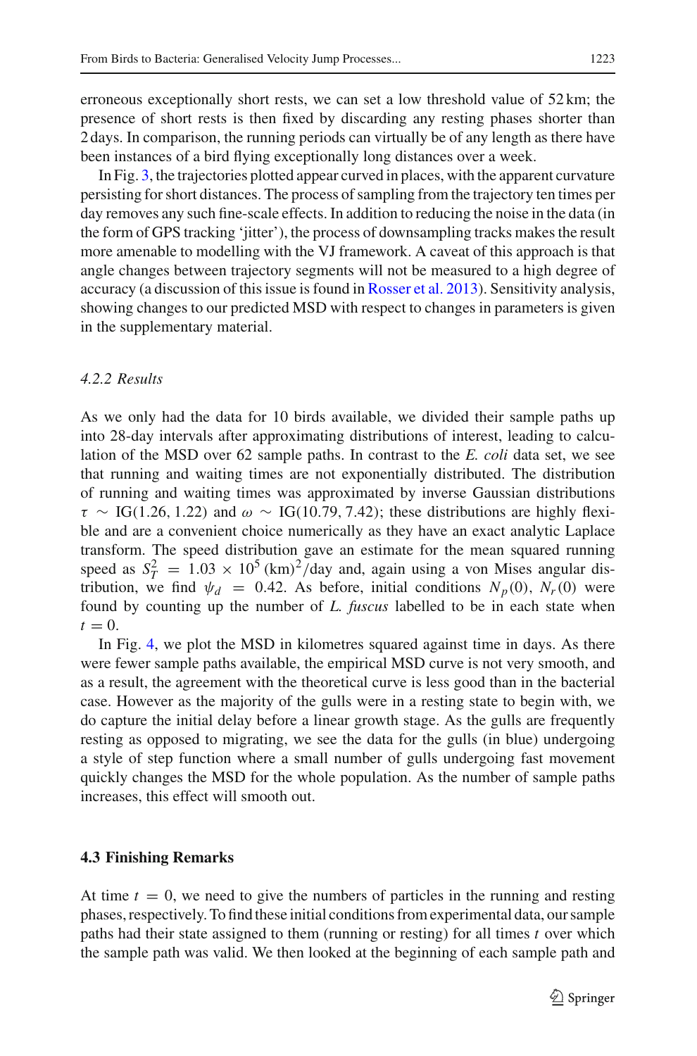erroneous exceptionally short rests, we can set a low threshold value of 52 km; the presence of short rests is then fixed by discarding any resting phases shorter than 2 days. In comparison, the running periods can virtually be of any length as there have been instances of a bird flying exceptionally long distances over a week.

In Fig. 3, the trajectories plotted appear curved in places, with the apparent curvature persisting for short distances. The process of sampling from the trajectory ten times per day removes any such fine-scale effects. In addition to reducing the noise in the data (in the form of GPS tracking 'jitter'), the process of downsampling tracks makes the result more amenable to modelling with the VJ framework. A caveat of this approach is that angle changes between trajectory segments will not be measured to a high degree of accuracy (a discussion of this issue is found in Rosser et al. 2013). Sensitivity analysis, showing changes to our predicted MSD with respect to changes in parameters is given in the supplementary material.

#### *4.2.2 Results*

As we only had the data for 10 birds available, we divided their sample paths up into 28-day intervals after approximating distributions of interest, leading to calculation of the MSD over 62 sample paths. In contrast to the *E. coli* data set, we see that running and waiting times are not exponentially distributed. The distribution of running and waiting times was approximated by inverse Gaussian distributions $\tau \sim \text{IG}(1.26, 1.22)$ and $\omega \sim \text{IG}(10.79, 7.42)$; these distributions are highly flexible and are a convenient choice numerically as they have an exact analytic Laplace transform. The speed distribution gave an estimate for the mean squared running speed as $S_T^2 = 1.03 \times 10^5\,(\text{km})^2/\text{day}$ and, again using a von Mises angular distribution, we find $\psi_d = 0.42$. As before, initial conditions $N_p(0)$, $N_r(0)$ were found by counting up the number of *L. fuscus* labelled to be in each state when $t = 0$.

In Fig. 4, we plot the MSD in kilometres squared against time in days. As there were fewer sample paths available, the empirical MSD curve is not very smooth, and as a result, the agreement with the theoretical curve is less good than in the bacterial case. However as the majority of the gulls were in a resting state to begin with, we do capture the initial delay before a linear growth stage. As the gulls are frequently resting as opposed to migrating, we see the data for the gulls (in blue) undergoing a style of step function where a small number of gulls undergoing fast movement quickly changes the MSD for the whole population. As the number of sample paths increases, this effect will smooth out.

### **4.3 Finishing Remarks**

At time $t = 0$, we need to give the numbers of particles in the running and resting phases, respectively. To find these initial conditions from experimental data, our sample paths had their state assigned to them (running or resting) for all times $t$ over which the sample path was valid. We then looked at the beginning of each sample path and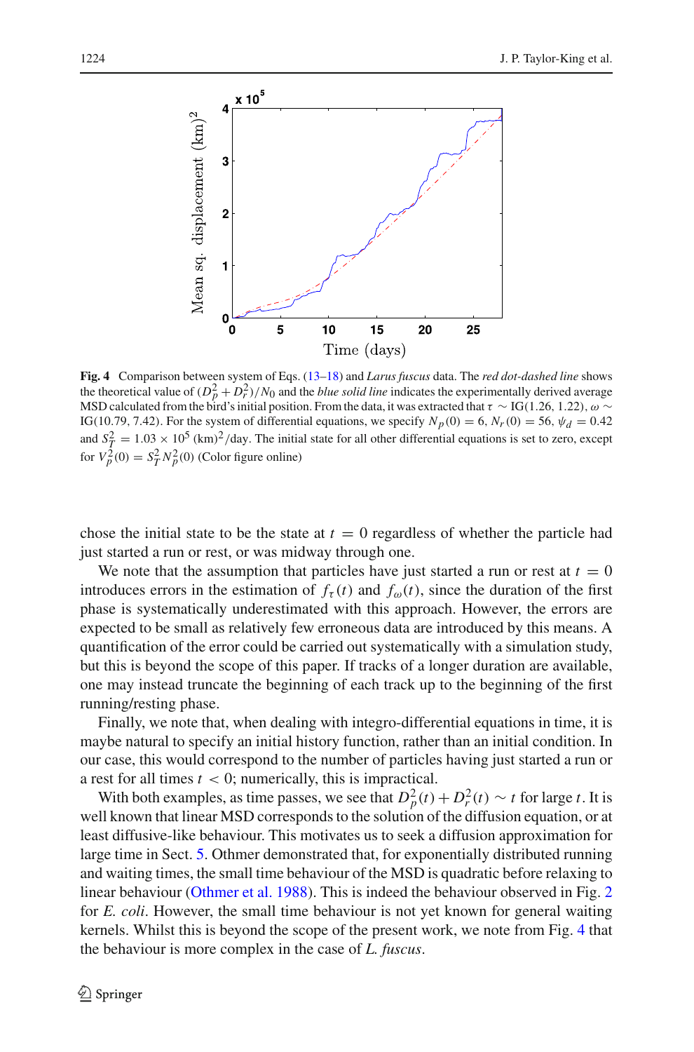**Fig. 4** Comparison between system of Eqs. (13–18) and *Larus fuscus* data. The *red dot-dashed line* shows the theoretical value of $(D_p^2 + D_r^2)/N_0$ and the *blue solid line* indicates the experimentally derived average MSD calculated from the bird's initial position. From the data, it was extracted that $\tau \sim \text{IG}(1.26, 1.22)$, $\omega \sim \text{IG}(10.79, 7.42)$. For the system of differential equations, we specify $N_p(0) = 6$, $N_r(0) = 56$, $\psi_d = 0.42$ and $S_T^2 = 1.03 \times 10^5\ (\text{km})^2/\text{day}$. The initial state for all other differential equations is set to zero, except for $V_p^2(0) = S_T^2 N_p^2(0)$ (Color figure online)

chose the initial state to be the state at $t = 0$ regardless of whether the particle had just started a run or rest, or was midway through one.

We note that the assumption that particles have just started a run or rest at $t = 0$ introduces errors in the estimation of $f_\tau(t)$ and $f_\omega(t)$, since the duration of the first phase is systematically underestimated with this approach. However, the errors are expected to be small as relatively few erroneous data are introduced by this means. A quantification of the error could be carried out systematically with a simulation study, but this is beyond the scope of this paper. If tracks of a longer duration are available, one may instead truncate the beginning of each track up to the beginning of the first running/resting phase.

Finally, we note that, when dealing with integro-differential equations in time, it is maybe natural to specify an initial history function, rather than an initial condition. In our case, this would correspond to the number of particles having just started a run or a rest for all times $t < 0$; numerically, this is impractical.

With both examples, as time passes, we see that $D_p^2(t) + D_r^2(t) \sim t$ for large $t$. It is well known that linear MSD corresponds to the solution of the diffusion equation, or at least diffusive-like behaviour. This motivates us to seek a diffusion approximation for large time in Sect. 5. Othmer demonstrated that, for exponentially distributed running and waiting times, the small time behaviour of the MSD is quadratic before relaxing to linear behaviour (Othmer et al. 1988). This is indeed the behaviour observed in Fig. 2 for *E. coli*. However, the small time behaviour is not yet known for general waiting kernels. Whilst this is beyond the scope of the present work, we note from Fig. 4 that the behaviour is more complex in the case of *L. fuscus*.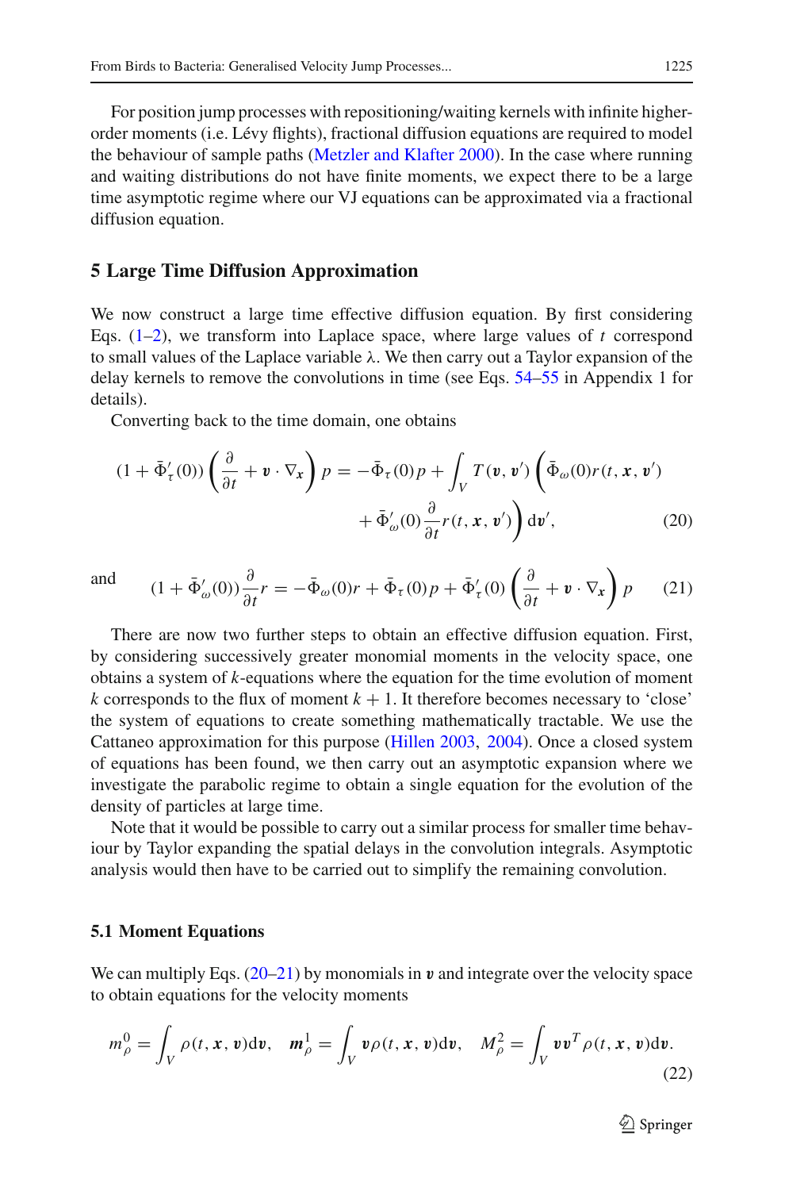For position jump processes with repositioning/waiting kernels with infinite higher-order moments (i.e. Lévy flights), fractional diffusion equations are required to model the behaviour of sample paths (Metzler and Klafter 2000). In the case where running and waiting distributions do not have finite moments, we expect there to be a large time asymptotic regime where our VJ equations can be approximated via a fractional diffusion equation.

## 5 Large Time Diffusion Approximation

We now construct a large time effective diffusion equation. By first considering Eqs. (1–2), we transform into Laplace space, where large values of $t$ correspond to small values of the Laplace variable $\lambda$. We then carry out a Taylor expansion of the delay kernels to remove the convolutions in time (see Eqs. 54–55 in Appendix 1 for details).

Converting back to the time domain, one obtains

$$(1+\bar{\Phi}_\tau'(0))\left(\frac{\partial}{\partial t}+\boldsymbol{v}\cdot\nabla_{\boldsymbol{x}}\right)p = -\bar{\Phi}_\tau(0)p + \int_V T(\boldsymbol{v},\boldsymbol{v}')\left(\bar{\Phi}_\omega(0) r(t,\boldsymbol{x},\boldsymbol{v}') + \bar{\Phi}_\omega'(0)\frac{\partial}{\partial t} r(t,\boldsymbol{x},\boldsymbol{v}')\right)\mathrm{d}\boldsymbol{v}', \tag{20}$$

and

$$(1+\bar{\Phi}_\omega'(0))\frac{\partial}{\partial t} r = -\bar{\Phi}_\omega(0) r + \bar{\Phi}_\tau(0)p + \bar{\Phi}_\tau'(0)\left(\frac{\partial}{\partial t}+\boldsymbol{v}\cdot\nabla_{\boldsymbol{x}}\right)p \tag{21}$$

There are now two further steps to obtain an effective diffusion equation. First, by considering successively greater monomial moments in the velocity space, one obtains a system of $k$-equations where the equation for the time evolution of moment $k$ corresponds to the flux of moment $k+1$. It therefore becomes necessary to 'close' the system of equations to create something mathematically tractable. We use the Cattaneo approximation for this purpose (Hillen 2003, 2004). Once a closed system of equations has been found, we then carry out an asymptotic expansion where we investigate the parabolic regime to obtain a single equation for the evolution of the density of particles at large time.

Note that it would be possible to carry out a similar process for smaller time behaviour by Taylor expanding the spatial delays in the convolution integrals. Asymptotic analysis would then have to be carried out to simplify the remaining convolution.

### 5.1 Moment Equations

We can multiply Eqs. (20–21) by monomials in $\boldsymbol{v}$ and integrate over the velocity space to obtain equations for the velocity moments

$$m_\rho^0 = \int_V \rho(t,\boldsymbol{x},\boldsymbol{v})\mathrm{d}\boldsymbol{v}, \quad \boldsymbol{m}_\rho^1 = \int_V \boldsymbol{v}\rho(t,\boldsymbol{x},\boldsymbol{v})\mathrm{d}\boldsymbol{v}, \quad M_\rho^2 = \int_V \boldsymbol{v}\boldsymbol{v}^T\rho(t,\boldsymbol{x},\boldsymbol{v})\mathrm{d}\boldsymbol{v}. \tag{22}$$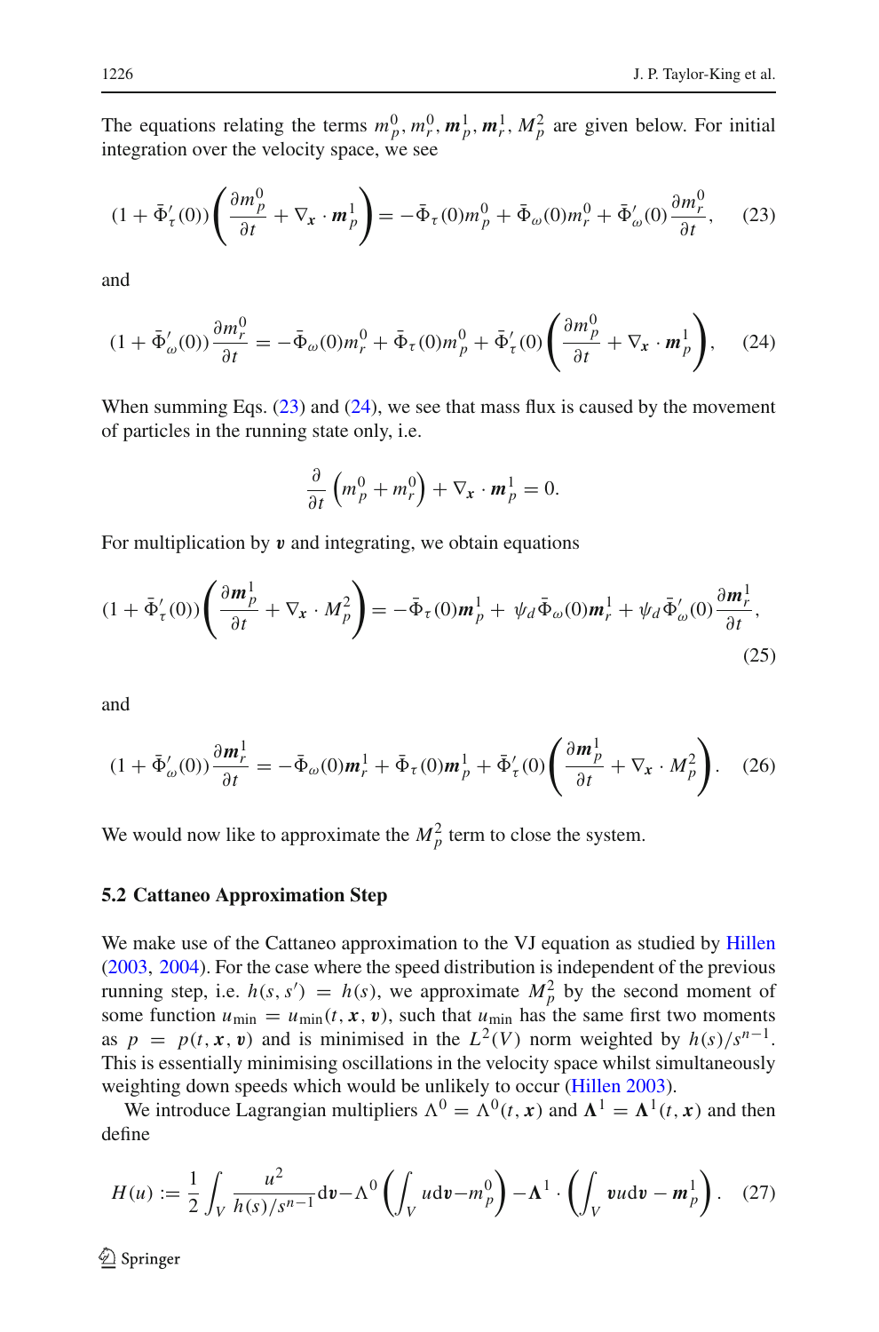The equations relating the terms $m_p^0, m_r^0, \boldsymbol{m}_p^1, \boldsymbol{m}_r^1, M_p^2$ are given below. For initial integration over the velocity space, we see

$$
(1 + \bar{\Phi}_\tau'(0))\left(\frac{\partial m_p^0}{\partial t} + \nabla_{\boldsymbol{x}} \cdot \boldsymbol{m}_p^1\right) = -\bar{\Phi}_\tau(0) m_p^0 + \bar{\Phi}_\omega(0) m_r^0 + \bar{\Phi}_\omega'(0)\frac{\partial m_r^0}{\partial t}, \tag{23}
$$

and

$$
(1 + \bar{\Phi}_\omega'(0))\frac{\partial m_r^0}{\partial t} = -\bar{\Phi}_\omega(0) m_r^0 + \bar{\Phi}_\tau(0) m_p^0 + \bar{\Phi}_\tau'(0)\left(\frac{\partial m_p^0}{\partial t} + \nabla_{\boldsymbol{x}} \cdot \boldsymbol{m}_p^1\right), \tag{24}
$$

When summing Eqs. (23) and (24), we see that mass flux is caused by the movement of particles in the running state only, i.e.

$$
\frac{\partial}{\partial t}\left(m_p^0 + m_r^0\right) + \nabla_{\boldsymbol{x}} \cdot \boldsymbol{m}_p^1 = 0.
$$

For multiplication by $\boldsymbol{v}$ and integrating, we obtain equations

$$
(1 + \bar{\Phi}_\tau'(0))\left(\frac{\partial \boldsymbol{m}_p^1}{\partial t} + \nabla_{\boldsymbol{x}} \cdot M_p^2\right) = -\bar{\Phi}_\tau(0)\boldsymbol{m}_p^1 + \psi_d \bar{\Phi}_\omega(0)\boldsymbol{m}_r^1 + \psi_d \bar{\Phi}_\omega'(0)\frac{\partial \boldsymbol{m}_r^1}{\partial t}, \tag{25}
$$

and

$$
(1 + \bar{\Phi}_\omega'(0))\frac{\partial \boldsymbol{m}_r^1}{\partial t} = -\bar{\Phi}_\omega(0)\boldsymbol{m}_r^1 + \bar{\Phi}_\tau(0)\boldsymbol{m}_p^1 + \bar{\Phi}_\tau'(0)\left(\frac{\partial \boldsymbol{m}_p^1}{\partial t} + \nabla_{\boldsymbol{x}} \cdot M_p^2\right). \tag{26}
$$

We would now like to approximate the $M_p^2$ term to close the system.

### 5.2 Cattaneo Approximation Step

We make use of the Cattaneo approximation to the VJ equation as studied by Hillen (2003, 2004). For the case where the speed distribution is independent of the previous running step, i.e. $h(s, s') = h(s)$, we approximate $M_p^2$ by the second moment of some function $u_{\min} = u_{\min}(t, \boldsymbol{x}, \boldsymbol{v})$, such that $u_{\min}$ has the same first two moments as $p = p(t, \boldsymbol{x}, \boldsymbol{v})$ and is minimised in the $L^2(V)$ norm weighted by $h(s)/s^{n-1}$. This is essentially minimising oscillations in the velocity space whilst simultaneously weighting down speeds which would be unlikely to occur (Hillen 2003).

We introduce Lagrangian multipliers $\Lambda^0 = \Lambda^0(t, \boldsymbol{x})$ and $\boldsymbol{\Lambda}^1 = \boldsymbol{\Lambda}^1(t, \boldsymbol{x})$ and then define

$$
H(u) := \frac{1}{2}\int_V \frac{u^2}{h(s)/s^{n-1}}\mathrm{d}\boldsymbol{v} - \Lambda^0\left(\int_V u\,\mathrm{d}\boldsymbol{v} - m_p^0\right) - \boldsymbol{\Lambda}^1 \cdot \left(\int_V \boldsymbol{v}u\,\mathrm{d}\boldsymbol{v} - \boldsymbol{m}_p^1\right). \tag{27}
$$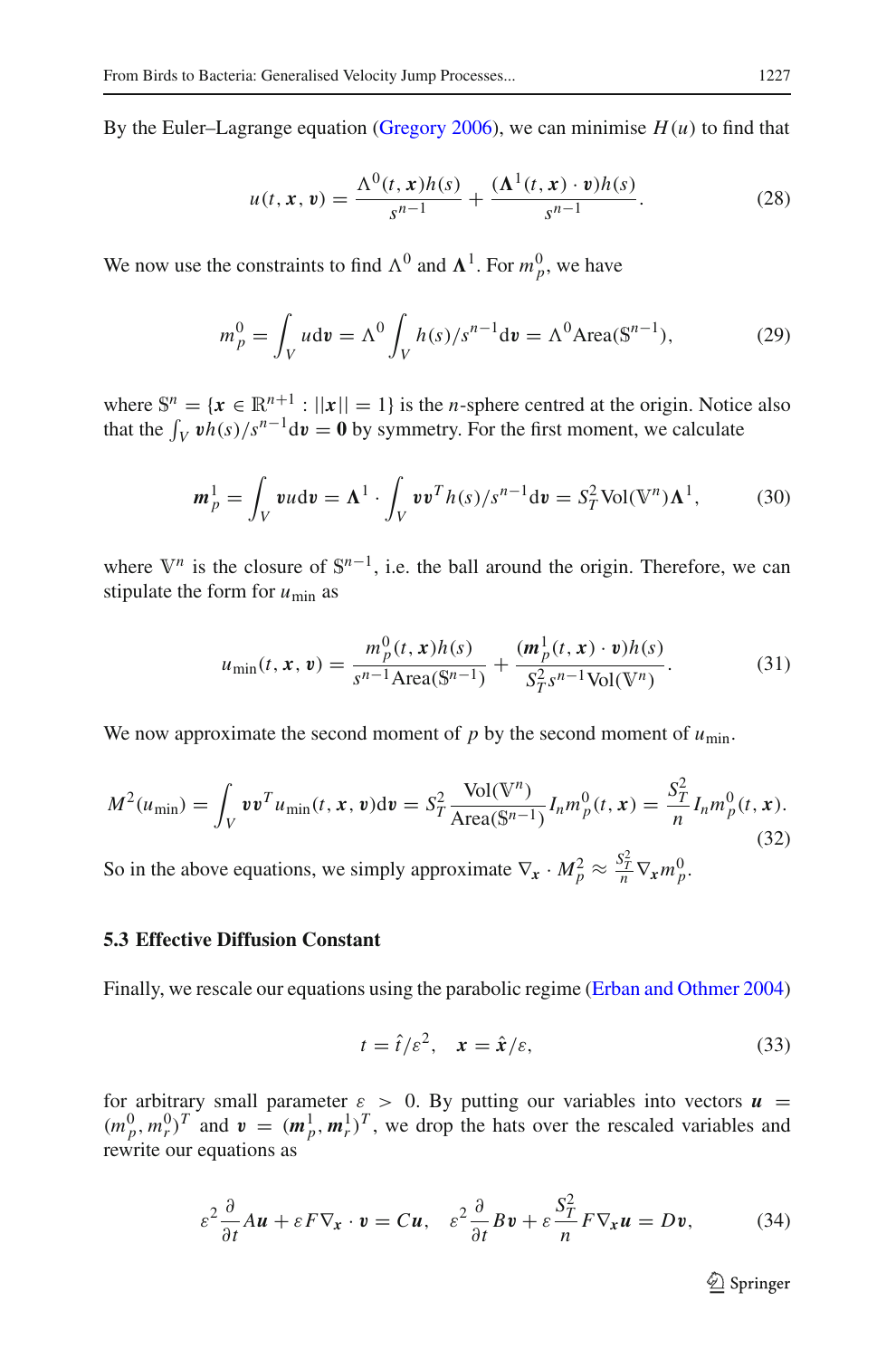By the Euler–Lagrange equation (Gregory 2006), we can minimise $H(u)$ to find that

$$u(t, \boldsymbol{x}, \boldsymbol{v}) = \frac{\Lambda^0(t, \boldsymbol{x}) h(s)}{s^{n-1}} + \frac{(\boldsymbol{\Lambda}^1(t, \boldsymbol{x}) \cdot \boldsymbol{v}) h(s)}{s^{n-1}}. \tag{28}$$

We now use the constraints to find $\Lambda^0$ and $\boldsymbol{\Lambda}^1$. For $m_p^0$, we have

$$m_p^0 = \int_V u \mathrm{d}\boldsymbol{v} = \Lambda^0 \int_V h(s)/s^{n-1} \mathrm{d}\boldsymbol{v} = \Lambda^0 \mathrm{Area}(\mathbb{S}^{n-1}), \tag{29}$$

where $\mathbb{S}^n = \{\boldsymbol{x} \in \mathbb{R}^{n+1} : ||\boldsymbol{x}|| = 1\}$ is the $n$-sphere centred at the origin. Notice also that the $\int_V \boldsymbol{v} h(s)/s^{n-1} \mathrm{d}\boldsymbol{v} = \boldsymbol{0}$ by symmetry. For the first moment, we calculate

$$\boldsymbol{m}_p^1 = \int_V \boldsymbol{v} u \mathrm{d}\boldsymbol{v} = \boldsymbol{\Lambda}^1 \cdot \int_V \boldsymbol{v}\boldsymbol{v}^T h(s)/s^{n-1} \mathrm{d}\boldsymbol{v} = S_T^2 \mathrm{Vol}(\mathbb{V}^n) \boldsymbol{\Lambda}^1, \tag{30}$$

where $\mathbb{V}^n$ is the closure of $\mathbb{S}^{n-1}$, i.e. the ball around the origin. Therefore, we can stipulate the form for $u_{\min}$ as

$$u_{\min}(t, \boldsymbol{x}, \boldsymbol{v}) = \frac{m_p^0(t, \boldsymbol{x}) h(s)}{s^{n-1} \mathrm{Area}(\mathbb{S}^{n-1})} + \frac{(\boldsymbol{m}_p^1(t, \boldsymbol{x}) \cdot \boldsymbol{v}) h(s)}{S_T^2 s^{n-1} \mathrm{Vol}(\mathbb{V}^n)}. \tag{31}$$

We now approximate the second moment of $p$ by the second moment of $u_{\min}$.

$$M^2(u_{\min}) = \int_V \boldsymbol{v}\boldsymbol{v}^T u_{\min}(t, \boldsymbol{x}, \boldsymbol{v}) \mathrm{d}\boldsymbol{v} = S_T^2 \frac{\mathrm{Vol}(\mathbb{V}^n)}{\mathrm{Area}(\mathbb{S}^{n-1})} I_n m_p^0(t, \boldsymbol{x}) = \frac{S_T^2}{n} I_n m_p^0(t, \boldsymbol{x}). \tag{32}$$

So in the above equations, we simply approximate $\nabla_{\boldsymbol{x}} \cdot M_p^2 \approx \frac{S_T^2}{n} \nabla_{\boldsymbol{x}} m_p^0$.

### 5.3 Effective Diffusion Constant

Finally, we rescale our equations using the parabolic regime (Erban and Othmer 2004)

$$t = \hat{t}/\varepsilon^2, \quad \boldsymbol{x} = \hat{\boldsymbol{x}}/\varepsilon, \tag{33}$$

for arbitrary small parameter $\varepsilon > 0$. By putting our variables into vectors $\boldsymbol{u} = (m_p^0, m_r^0)^T$ and $\boldsymbol{v} = (\boldsymbol{m}_p^1, \boldsymbol{m}_r^1)^T$, we drop the hats over the rescaled variables and rewrite our equations as

$$\varepsilon^2 \frac{\partial}{\partial t} A\boldsymbol{u} + \varepsilon F \nabla_{\boldsymbol{x}} \cdot \boldsymbol{v} = C\boldsymbol{u}, \quad \varepsilon^2 \frac{\partial}{\partial t} B\boldsymbol{v} + \varepsilon \frac{S_T^2}{n} F \nabla_{\boldsymbol{x}} \boldsymbol{u} = D\boldsymbol{v}, \tag{34}$$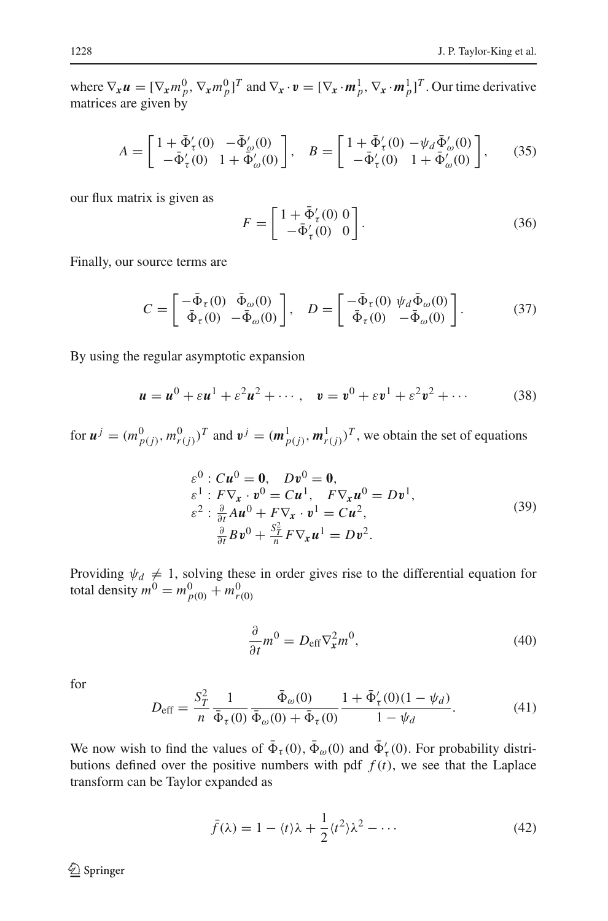where $\nabla_{\boldsymbol{x}} \boldsymbol{u} = [\nabla_{\boldsymbol{x}} m_p^0, \nabla_{\boldsymbol{x}} m_p^0]^T$ and $\nabla_{\boldsymbol{x}} \cdot \boldsymbol{v} = [\nabla_{\boldsymbol{x}} \cdot \boldsymbol{m}_p^1, \nabla_{\boldsymbol{x}} \cdot \boldsymbol{m}_p^1]^T$. Our time derivative matrices are given by

$$A = \begin{bmatrix} 1 + \bar{\Phi}_\tau'(0) & -\bar{\Phi}_\omega'(0) \\ -\bar{\Phi}_\tau'(0) & 1 + \bar{\Phi}_\omega'(0) \end{bmatrix}, \quad B = \begin{bmatrix} 1 + \bar{\Phi}_\tau'(0) & -\psi_d \bar{\Phi}_\omega'(0) \\ -\bar{\Phi}_\tau'(0) & 1 + \bar{\Phi}_\omega'(0) \end{bmatrix}, \tag{35}$$

our flux matrix is given as

$$F = \begin{bmatrix} 1 + \bar{\Phi}_\tau'(0) & 0 \\ -\bar{\Phi}_\tau'(0) & 0 \end{bmatrix}. \tag{36}$$

Finally, our source terms are

$$C = \begin{bmatrix} -\bar{\Phi}_\tau(0) & \bar{\Phi}_\omega(0) \\ \bar{\Phi}_\tau(0) & -\bar{\Phi}_\omega(0) \end{bmatrix}, \quad D = \begin{bmatrix} -\bar{\Phi}_\tau(0) & \psi_d \bar{\Phi}_\omega(0) \\ \bar{\Phi}_\tau(0) & -\bar{\Phi}_\omega(0) \end{bmatrix}. \tag{37}$$

By using the regular asymptotic expansion

$$\boldsymbol{u} = \boldsymbol{u}^0 + \varepsilon \boldsymbol{u}^1 + \varepsilon^2 \boldsymbol{u}^2 + \cdots, \quad \boldsymbol{v} = \boldsymbol{v}^0 + \varepsilon \boldsymbol{v}^1 + \varepsilon^2 \boldsymbol{v}^2 + \cdots \tag{38}$$

for $\boldsymbol{u}^j = (m_{p(j)}^0, m_{r(j)}^0)^T$ and $\boldsymbol{v}^j = (\boldsymbol{m}_{p(j)}^1, \boldsymbol{m}_{r(j)}^1)^T$, we obtain the set of equations

$$\begin{aligned}
&\varepsilon^0 : C\boldsymbol{u}^0 = \boldsymbol{0}, \quad D\boldsymbol{v}^0 = \boldsymbol{0}, \\
&\varepsilon^1 : F\nabla_{\boldsymbol{x}} \cdot \boldsymbol{v}^0 = C\boldsymbol{u}^1, \quad F\nabla_{\boldsymbol{x}} \boldsymbol{u}^0 = D\boldsymbol{v}^1, \\
&\varepsilon^2 : \tfrac{\partial}{\partial t} A\boldsymbol{u}^0 + F\nabla_{\boldsymbol{x}} \cdot \boldsymbol{v}^1 = C\boldsymbol{u}^2, \\
&\qquad \tfrac{\partial}{\partial t} B\boldsymbol{v}^0 + \tfrac{S_T^2}{n} F\nabla_{\boldsymbol{x}} \boldsymbol{u}^1 = D\boldsymbol{v}^2.
\end{aligned} \tag{39}$$

Providing $\psi_d \neq 1$, solving these in order gives rise to the differential equation for total density $m^0 = m_{p(0)}^0 + m_{r(0)}^0$

$$\frac{\partial}{\partial t} m^0 = D_{\text{eff}} \nabla_{\boldsymbol{x}}^2 m^0, \tag{40}$$

for

$$D_{\text{eff}} = \frac{S_T^2}{n} \frac{1}{\bar{\Phi}_\tau(0)} \frac{\bar{\Phi}_\omega(0)}{\bar{\Phi}_\omega(0) + \bar{\Phi}_\tau(0)} \frac{1 + \bar{\Phi}_\tau'(0)(1 - \psi_d)}{1 - \psi_d}. \tag{41}$$

We now wish to find the values of $\bar{\Phi}_\tau(0)$, $\bar{\Phi}_\omega(0)$ and $\bar{\Phi}_\tau'(0)$. For probability distributions defined over the positive numbers with pdf $f(t)$, we see that the Laplace transform can be Taylor expanded as

$$\bar{f}(\lambda) = 1 - \langle t \rangle \lambda + \frac{1}{2} \langle t^2 \rangle \lambda^2 - \cdots \tag{42}$$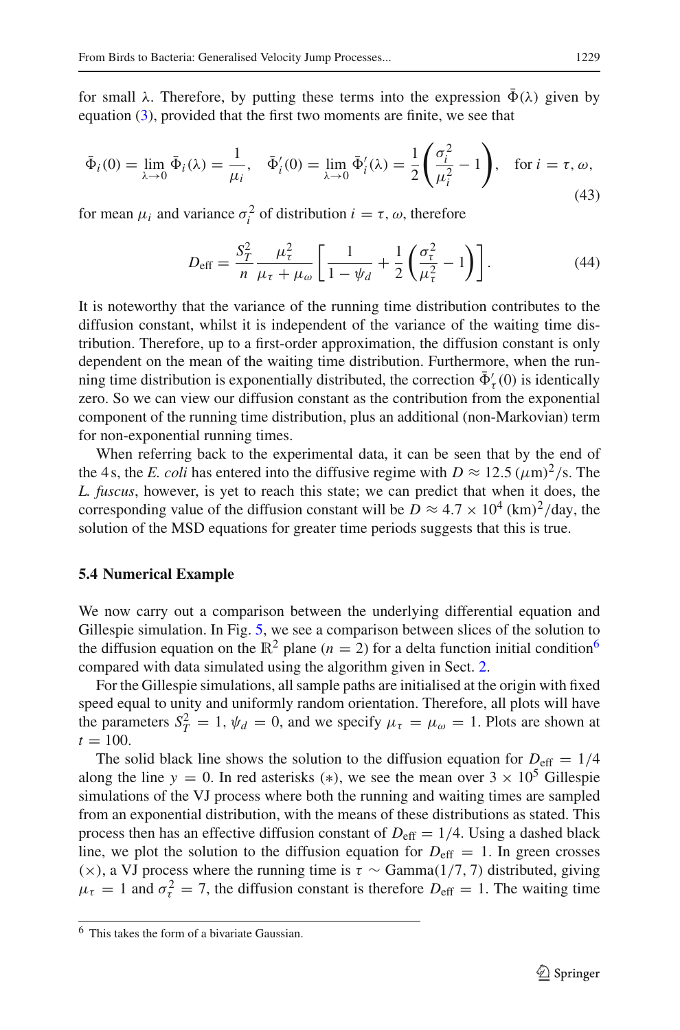for small $\lambda$. Therefore, by putting these terms into the expression $\bar{\Phi}(\lambda)$ given by equation (3), provided that the first two moments are finite, we see that

$$\bar{\Phi}_i(0) = \lim_{\lambda \to 0} \bar{\Phi}_i(\lambda) = \frac{1}{\mu_i}, \quad \bar{\Phi}_i'(0) = \lim_{\lambda \to 0} \bar{\Phi}_i'(\lambda) = \frac{1}{2}\left(\frac{\sigma_i^2}{\mu_i^2} - 1\right), \quad \text{for } i = \tau, \omega, \tag{43}$$

for mean $\mu_i$ and variance $\sigma_i^2$ of distribution $i = \tau, \omega$, therefore

$$D_{\text{eff}} = \frac{S_T^2}{n} \frac{\mu_\tau^2}{\mu_\tau + \mu_\omega} \left[ \frac{1}{1 - \psi_d} + \frac{1}{2}\left(\frac{\sigma_\tau^2}{\mu_\tau^2} - 1\right) \right]. \tag{44}$$

It is noteworthy that the variance of the running time distribution contributes to the diffusion constant, whilst it is independent of the variance of the waiting time distribution. Therefore, up to a first-order approximation, the diffusion constant is only dependent on the mean of the waiting time distribution. Furthermore, when the running time distribution is exponentially distributed, the correction $\bar{\Phi}_\tau'(0)$ is identically zero. So we can view our diffusion constant as the contribution from the exponential component of the running time distribution, plus an additional (non-Markovian) term for non-exponential running times.

When referring back to the experimental data, it can be seen that by the end of the 4 s, the *E. coli* has entered into the diffusive regime with $D \approx 12.5\,(\mu\text{m})^2/\text{s}$. The *L. fuscus*, however, is yet to reach this state; we can predict that when it does, the corresponding value of the diffusion constant will be $D \approx 4.7 \times 10^4\,(\text{km})^2/\text{day}$, the solution of the MSD equations for greater time periods suggests that this is true.

### 5.4 Numerical Example

We now carry out a comparison between the underlying differential equation and Gillespie simulation. In Fig. 5, we see a comparison between slices of the solution to the diffusion equation on the $\mathbb{R}^2$ plane ($n = 2$) for a delta function initial condition[6] compared with data simulated using the algorithm given in Sect. 2.

For the Gillespie simulations, all sample paths are initialised at the origin with fixed speed equal to unity and uniformly random orientation. Therefore, all plots will have the parameters $S_T^2 = 1$, $\psi_d = 0$, and we specify $\mu_\tau = \mu_\omega = 1$. Plots are shown at $t = 100$.

The solid black line shows the solution to the diffusion equation for $D_{\text{eff}} = 1/4$ along the line $y = 0$. In red asterisks ($*$), we see the mean over $3 \times 10^5$ Gillespie simulations of the VJ process where both the running and waiting times are sampled from an exponential distribution, with the means of these distributions as stated. This process then has an effective diffusion constant of $D_{\text{eff}} = 1/4$. Using a dashed black line, we plot the solution to the diffusion equation for $D_{\text{eff}} = 1$. In green crosses ($\times$), a VJ process where the running time is $\tau \sim \text{Gamma}(1/7, 7)$ distributed, giving $\mu_\tau = 1$ and $\sigma_\tau^2 = 7$, the diffusion constant is therefore $D_{\text{eff}} = 1$. The waiting time

[6] This takes the form of a bivariate Gaussian.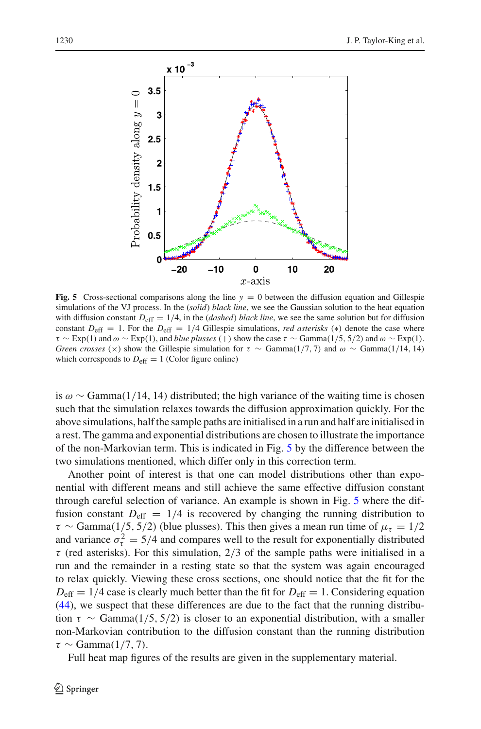**Fig. 5** Cross-sectional comparisons along the line $y = 0$ between the diffusion equation and Gillespie simulations of the VJ process. In the (*solid*) *black line*, we see the Gaussian solution to the heat equation with diffusion constant $D_{\text{eff}} = 1/4$, in the (*dashed*) *black line*, we see the same solution but for diffusion constant $D_{\text{eff}} = 1$. For the $D_{\text{eff}} = 1/4$ Gillespie simulations, *red asterisks* ($*$) denote the case where $\tau \sim \text{Exp}(1)$ and $\omega \sim \text{Exp}(1)$, and *blue plusses* ($+$) show the case $\tau \sim \text{Gamma}(1/5, 5/2)$ and $\omega \sim \text{Exp}(1)$. *Green crosses* ($\times$) show the Gillespie simulation for $\tau \sim \text{Gamma}(1/7, 7)$ and $\omega \sim \text{Gamma}(1/14, 14)$ which corresponds to $D_{\text{eff}} = 1$ (Color figure online)

is $\omega \sim \text{Gamma}(1/14, 14)$ distributed; the high variance of the waiting time is chosen such that the simulation relaxes towards the diffusion approximation quickly. For the above simulations, half the sample paths are initialised in a run and half are initialised in a rest. The gamma and exponential distributions are chosen to illustrate the importance of the non-Markovian term. This is indicated in Fig. 5 by the difference between the two simulations mentioned, which differ only in this correction term.

Another point of interest is that one can model distributions other than exponential with different means and still achieve the same effective diffusion constant through careful selection of variance. An example is shown in Fig. 5 where the diffusion constant $D_{\text{eff}} = 1/4$ is recovered by changing the running distribution to $\tau \sim \text{Gamma}(1/5, 5/2)$ (blue plusses). This then gives a mean run time of $\mu_\tau = 1/2$ and variance $\sigma_\tau^2 = 5/4$ and compares well to the result for exponentially distributed $\tau$ (red asterisks). For this simulation, 2/3 of the sample paths were initialised in a run and the remainder in a resting state so that the system was again encouraged to relax quickly. Viewing these cross sections, one should notice that the fit for the $D_{\text{eff}} = 1/4$ case is clearly much better than the fit for $D_{\text{eff}} = 1$. Considering equation (44), we suspect that these differences are due to the fact that the running distribution $\tau \sim \text{Gamma}(1/5, 5/2)$ is closer to an exponential distribution, with a smaller non-Markovian contribution to the diffusion constant than the running distribution $\tau \sim \text{Gamma}(1/7, 7)$.

Full heat map figures of the results are given in the supplementary material.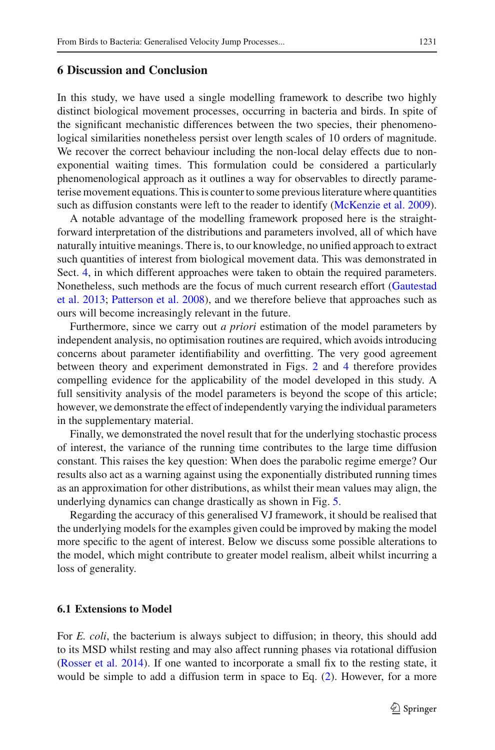## 6 Discussion and Conclusion

In this study, we have used a single modelling framework to describe two highly distinct biological movement processes, occurring in bacteria and birds. In spite of the significant mechanistic differences between the two species, their phenomenological similarities nonetheless persist over length scales of 10 orders of magnitude. We recover the correct behaviour including the non-local delay effects due to non-exponential waiting times. This formulation could be considered a particularly phenomenological approach as it outlines a way for observables to directly parameterise movement equations. This is counter to some previous literature where quantities such as diffusion constants were left to the reader to identify (McKenzie et al. 2009).

A notable advantage of the modelling framework proposed here is the straightforward interpretation of the distributions and parameters involved, all of which have naturally intuitive meanings. There is, to our knowledge, no unified approach to extract such quantities of interest from biological movement data. This was demonstrated in Sect. 4, in which different approaches were taken to obtain the required parameters. Nonetheless, such methods are the focus of much current research effort (Gautestad et al. 2013; Patterson et al. 2008), and we therefore believe that approaches such as ours will become increasingly relevant in the future.

Furthermore, since we carry out *a priori* estimation of the model parameters by independent analysis, no optimisation routines are required, which avoids introducing concerns about parameter identifiability and overfitting. The very good agreement between theory and experiment demonstrated in Figs. 2 and 4 therefore provides compelling evidence for the applicability of the model developed in this study. A full sensitivity analysis of the model parameters is beyond the scope of this article; however, we demonstrate the effect of independently varying the individual parameters in the supplementary material.

Finally, we demonstrated the novel result that for the underlying stochastic process of interest, the variance of the running time contributes to the large time diffusion constant. This raises the key question: When does the parabolic regime emerge? Our results also act as a warning against using the exponentially distributed running times as an approximation for other distributions, as whilst their mean values may align, the underlying dynamics can change drastically as shown in Fig. 5.

Regarding the accuracy of this generalised VJ framework, it should be realised that the underlying models for the examples given could be improved by making the model more specific to the agent of interest. Below we discuss some possible alterations to the model, which might contribute to greater model realism, albeit whilst incurring a loss of generality.

### 6.1 Extensions to Model

For *E. coli*, the bacterium is always subject to diffusion; in theory, this should add to its MSD whilst resting and may also affect running phases via rotational diffusion (Rosser et al. 2014). If one wanted to incorporate a small fix to the resting state, it would be simple to add a diffusion term in space to Eq. (2). However, for a more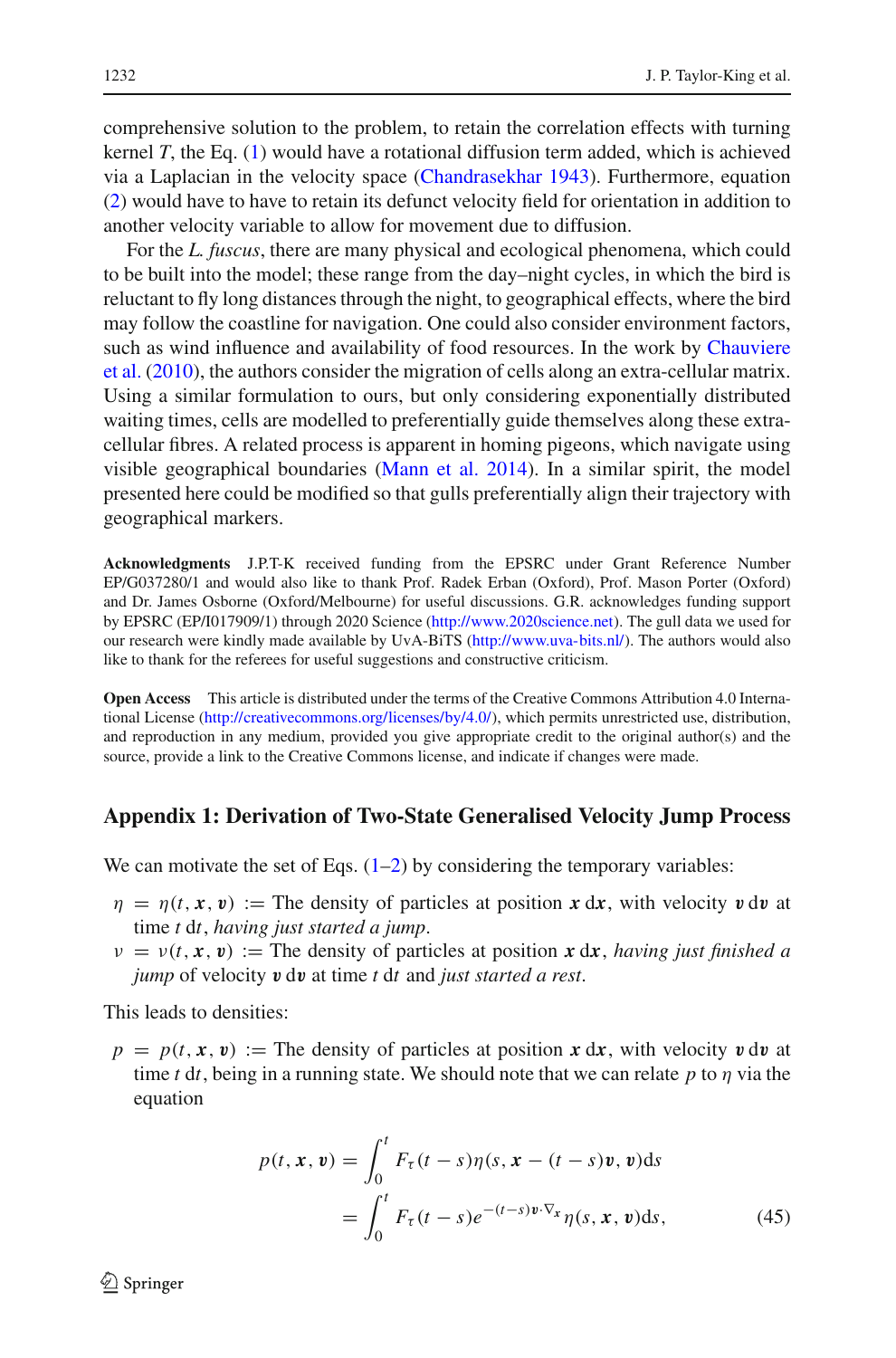comprehensive solution to the problem, to retain the correlation effects with turning kernel $T$, the Eq. (1) would have a rotational diffusion term added, which is achieved via a Laplacian in the velocity space (Chandrasekhar 1943). Furthermore, equation (2) would have to have to retain its defunct velocity field for orientation in addition to another velocity variable to allow for movement due to diffusion.

For the *L. fuscus*, there are many physical and ecological phenomena, which could to be built into the model; these range from the day–night cycles, in which the bird is reluctant to fly long distances through the night, to geographical effects, where the bird may follow the coastline for navigation. One could also consider environment factors, such as wind influence and availability of food resources. In the work by Chauviere et al. (2010), the authors consider the migration of cells along an extra-cellular matrix. Using a similar formulation to ours, but only considering exponentially distributed waiting times, cells are modelled to preferentially guide themselves along these extra-cellular fibres. A related process is apparent in homing pigeons, which navigate using visible geographical boundaries (Mann et al. 2014). In a similar spirit, the model presented here could be modified so that gulls preferentially align their trajectory with geographical markers.

**Acknowledgments** J.P.T-K received funding from the EPSRC under Grant Reference Number EP/G037280/1 and would also like to thank Prof. Radek Erban (Oxford), Prof. Mason Porter (Oxford) and Dr. James Osborne (Oxford/Melbourne) for useful discussions. G.R. acknowledges funding support by EPSRC (EP/I017909/1) through 2020 Science (http://www.2020science.net). The gull data we used for our research were kindly made available by UvA-BiTS (http://www.uva-bits.nl/). The authors would also like to thank for the referees for useful suggestions and constructive criticism.

**Open Access** This article is distributed under the terms of the Creative Commons Attribution 4.0 International License (http://creativecommons.org/licenses/by/4.0/), which permits unrestricted use, distribution, and reproduction in any medium, provided you give appropriate credit to the original author(s) and the source, provide a link to the Creative Commons license, and indicate if changes were made.

## Appendix 1: Derivation of Two-State Generalised Velocity Jump Process

We can motivate the set of Eqs. (1–2) by considering the temporary variables:

- $\eta = \eta(t, \boldsymbol{x}, \boldsymbol{v})$ := The density of particles at position $\boldsymbol{x}\,\mathrm{d}\boldsymbol{x}$, with velocity $\boldsymbol{v}\,\mathrm{d}\boldsymbol{v}$ at time $t\,\mathrm{d}t$, *having just started a jump*.
- $\nu = \nu(t, \boldsymbol{x}, \boldsymbol{v})$ := The density of particles at position $\boldsymbol{x}\,\mathrm{d}\boldsymbol{x}$, *having just finished a jump* of velocity $\boldsymbol{v}\,\mathrm{d}\boldsymbol{v}$ at time $t\,\mathrm{d}t$ and *just started a rest*.

This leads to densities:

- $p = p(t, \boldsymbol{x}, \boldsymbol{v})$ := The density of particles at position $\boldsymbol{x}\,\mathrm{d}\boldsymbol{x}$, with velocity $\boldsymbol{v}\,\mathrm{d}\boldsymbol{v}$ at time $t\,\mathrm{d}t$, being in a running state. We should note that we can relate $p$ to $\eta$ via the equation

$$
\begin{aligned}
p(t, \boldsymbol{x}, \boldsymbol{v}) &= \int_0^t F_\tau(t-s)\eta(s, \boldsymbol{x}-(t-s)\boldsymbol{v}, \boldsymbol{v})\mathrm{d}s \\
&= \int_0^t F_\tau(t-s)e^{-(t-s)\boldsymbol{v}\cdot\nabla_x}\eta(s, \boldsymbol{x}, \boldsymbol{v})\mathrm{d}s, \qquad (45)
\end{aligned}
$$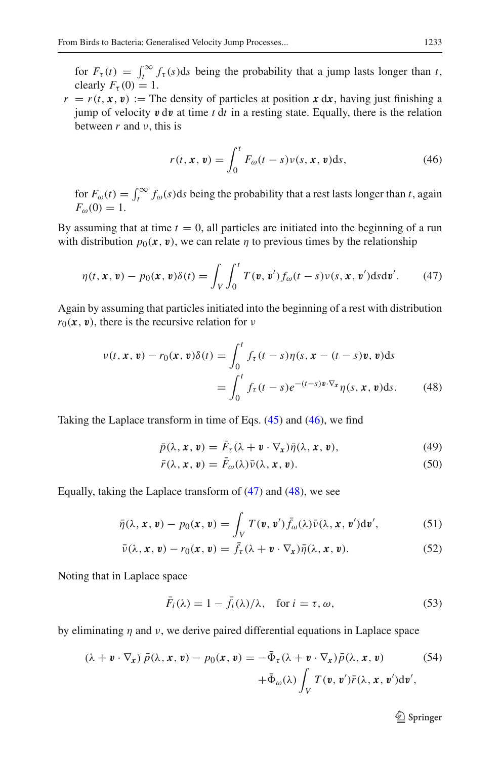for $F_\tau(t) = \int_t^\infty f_\tau(s)\mathrm{d}s$ being the probability that a jump lasts longer than $t$, clearly $F_\tau(0) = 1$.

$r = r(t, \boldsymbol{x}, \boldsymbol{v}) :=$ The density of particles at position $\boldsymbol{x}\,\mathrm{d}\boldsymbol{x}$, having just finishing a jump of velocity $\boldsymbol{v}\,\mathrm{d}\boldsymbol{v}$ at time $t\,\mathrm{d}t$ in a resting state. Equally, there is the relation between $r$ and $\nu$, this is

$$r(t, \boldsymbol{x}, \boldsymbol{v}) = \int_0^t F_\omega(t-s)\nu(s, \boldsymbol{x}, \boldsymbol{v})\mathrm{d}s, \tag{46}$$

for $F_\omega(t) = \int_t^\infty f_\omega(s)\mathrm{d}s$ being the probability that a rest lasts longer than $t$, again $F_\omega(0) = 1$.

By assuming that at time $t = 0$, all particles are initiated into the beginning of a run with distribution $p_0(\boldsymbol{x}, \boldsymbol{v})$, we can relate $\eta$ to previous times by the relationship

$$\eta(t, \boldsymbol{x}, \boldsymbol{v}) - p_0(\boldsymbol{x}, \boldsymbol{v})\delta(t) = \int_V \int_0^t T(\boldsymbol{v}, \boldsymbol{v}') f_\omega(t-s)\nu(s, \boldsymbol{x}, \boldsymbol{v}')\mathrm{d}s\mathrm{d}\boldsymbol{v}'. \tag{47}$$

Again by assuming that particles initiated into the beginning of a rest with distribution $r_0(\boldsymbol{x}, \boldsymbol{v})$, there is the recursive relation for $\nu$

$$\begin{aligned}\nu(t, \boldsymbol{x}, \boldsymbol{v}) - r_0(\boldsymbol{x}, \boldsymbol{v})\delta(t) &= \int_0^t f_\tau(t-s)\eta(s, \boldsymbol{x} - (t-s)\boldsymbol{v}, \boldsymbol{v})\mathrm{d}s \\ &= \int_0^t f_\tau(t-s)e^{-(t-s)\boldsymbol{v}\cdot\nabla_{\boldsymbol{x}}}\eta(s, \boldsymbol{x}, \boldsymbol{v})\mathrm{d}s. \end{aligned} \tag{48}$$

Taking the Laplace transform in time of Eqs. (45) and (46), we find

$$\bar{p}(\lambda, \boldsymbol{x}, \boldsymbol{v}) = \bar{F}_\tau(\lambda + \boldsymbol{v}\cdot\nabla_{\boldsymbol{x}})\bar{\eta}(\lambda, \boldsymbol{x}, \boldsymbol{v}), \tag{49}$$

$$\bar{r}(\lambda, \boldsymbol{x}, \boldsymbol{v}) = \bar{F}_\omega(\lambda)\bar{\nu}(\lambda, \boldsymbol{x}, \boldsymbol{v}). \tag{50}$$

Equally, taking the Laplace transform of (47) and (48), we see

$$\bar{\eta}(\lambda, \boldsymbol{x}, \boldsymbol{v}) - p_0(\boldsymbol{x}, \boldsymbol{v}) = \int_V T(\boldsymbol{v}, \boldsymbol{v}')\bar{f}_\omega(\lambda)\bar{\nu}(\lambda, \boldsymbol{x}, \boldsymbol{v}')\mathrm{d}\boldsymbol{v}', \tag{51}$$

$$\bar{\nu}(\lambda, \boldsymbol{x}, \boldsymbol{v}) - r_0(\boldsymbol{x}, \boldsymbol{v}) = \bar{f}_\tau(\lambda + \boldsymbol{v}\cdot\nabla_{\boldsymbol{x}})\bar{\eta}(\lambda, \boldsymbol{x}, \boldsymbol{v}). \tag{52}$$

Noting that in Laplace space

$$\bar{F}_i(\lambda) = 1 - \bar{f}_i(\lambda)/\lambda, \quad \text{for } i = \tau, \omega, \tag{53}$$

by eliminating $\eta$ and $\nu$, we derive paired differential equations in Laplace space

$$\begin{aligned}(\lambda + \boldsymbol{v}\cdot\nabla_{\boldsymbol{x}})\,\bar{p}(\lambda, \boldsymbol{x}, \boldsymbol{v}) - p_0(\boldsymbol{x}, \boldsymbol{v}) = &-\bar{\Phi}_\tau(\lambda + \boldsymbol{v}\cdot\nabla_{\boldsymbol{x}})\bar{p}(\lambda, \boldsymbol{x}, \boldsymbol{v}) \\ &+\bar{\Phi}_\omega(\lambda)\int_V T(\boldsymbol{v}, \boldsymbol{v}')\bar{r}(\lambda, \boldsymbol{x}, \boldsymbol{v}')\mathrm{d}\boldsymbol{v}',\end{aligned} \tag{54}$$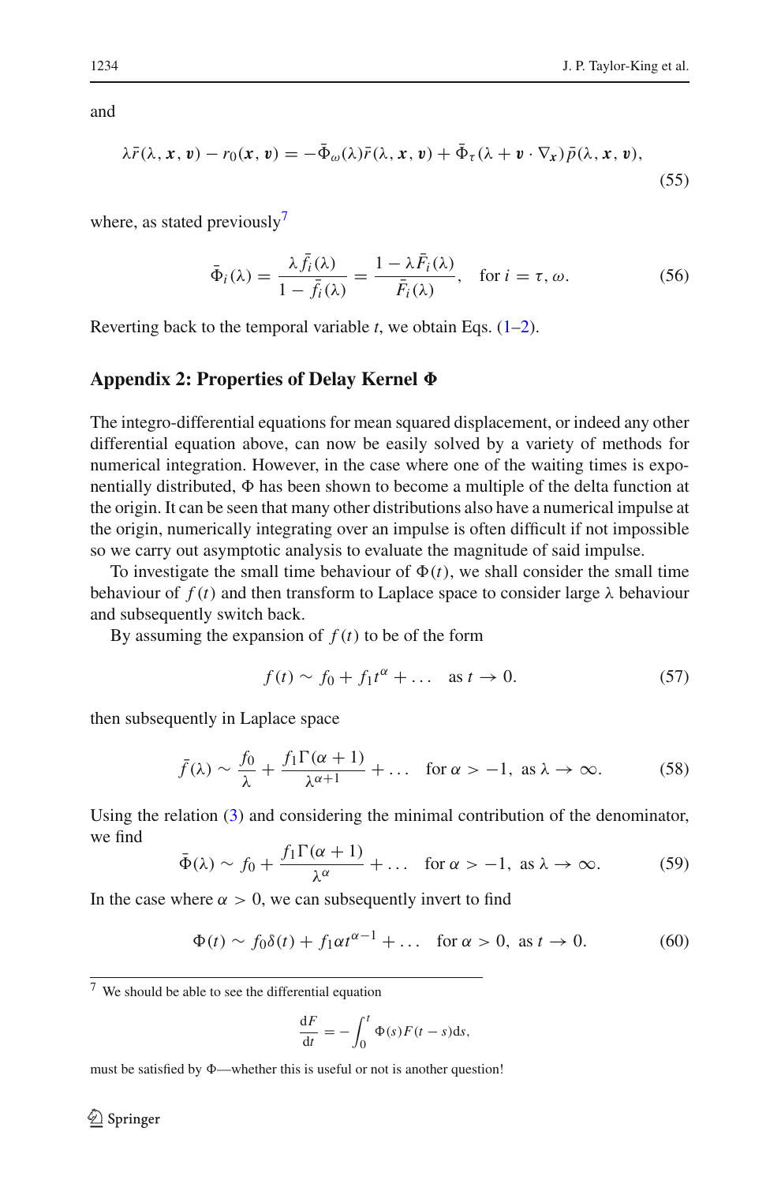and

$$\lambda \bar{r}(\lambda, \boldsymbol{x}, \boldsymbol{v}) - r_0(\boldsymbol{x}, \boldsymbol{v}) = -\bar{\Phi}_\omega(\lambda)\bar{r}(\lambda, \boldsymbol{x}, \boldsymbol{v}) + \bar{\Phi}_\tau(\lambda + \boldsymbol{v} \cdot \nabla_{\boldsymbol{x}})\bar{p}(\lambda, \boldsymbol{x}, \boldsymbol{v}), \tag{55}$$

where, as stated previously[7]

$$\bar{\Phi}_i(\lambda) = \frac{\lambda \bar{f}_i(\lambda)}{1 - \bar{f}_i(\lambda)} = \frac{1 - \lambda \bar{F}_i(\lambda)}{\bar{F}_i(\lambda)}, \quad \text{for } i = \tau, \omega. \tag{56}$$

Reverting back to the temporal variable $t$, we obtain Eqs. (1–2).

## Appendix 2: Properties of Delay Kernel Φ

The integro-differential equations for mean squared displacement, or indeed any other differential equation above, can now be easily solved by a variety of methods for numerical integration. However, in the case where one of the waiting times is exponentially distributed, $\Phi$ has been shown to become a multiple of the delta function at the origin. It can be seen that many other distributions also have a numerical impulse at the origin, numerically integrating over an impulse is often difficult if not impossible so we carry out asymptotic analysis to evaluate the magnitude of said impulse.

To investigate the small time behaviour of $\Phi(t)$, we shall consider the small time behaviour of $f(t)$ and then transform to Laplace space to consider large $\lambda$ behaviour and subsequently switch back.

By assuming the expansion of $f(t)$ to be of the form

$$f(t) \sim f_0 + f_1 t^\alpha + \ldots \quad \text{as } t \to 0. \tag{57}$$

then subsequently in Laplace space

$$\bar{f}(\lambda) \sim \frac{f_0}{\lambda} + \frac{f_1 \Gamma(\alpha + 1)}{\lambda^{\alpha+1}} + \ldots \quad \text{for } \alpha > -1, \text{ as } \lambda \to \infty. \tag{58}$$

Using the relation (3) and considering the minimal contribution of the denominator, we find

$$\bar{\Phi}(\lambda) \sim f_0 + \frac{f_1 \Gamma(\alpha + 1)}{\lambda^\alpha} + \ldots \quad \text{for } \alpha > -1, \text{ as } \lambda \to \infty. \tag{59}$$

In the case where $\alpha > 0$, we can subsequently invert to find

$$\Phi(t) \sim f_0 \delta(t) + f_1 \alpha t^{\alpha - 1} + \ldots \quad \text{for } \alpha > 0, \text{ as } t \to 0. \tag{60}$$

[7] We should be able to see the differential equation

$$\frac{\mathrm{d}F}{\mathrm{d}t} = -\int_0^t \Phi(s) F(t - s) \mathrm{d}s,$$

must be satisfied by $\Phi$—whether this is useful or not is another question!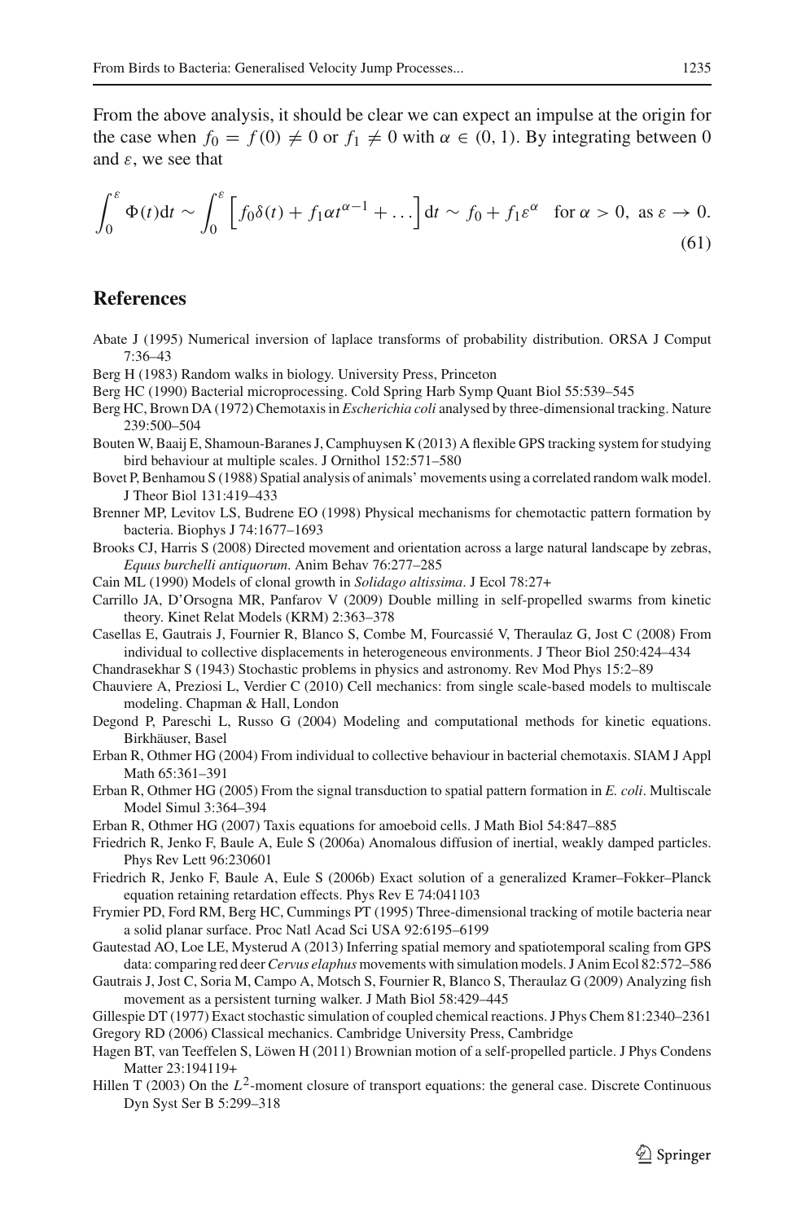From the above analysis, it should be clear we can expect an impulse at the origin for the case when $f_0 = f(0) \neq 0$ or $f_1 \neq 0$ with $\alpha \in (0, 1)$. By integrating between 0 and $\varepsilon$, we see that

$$\int_0^{\varepsilon} \Phi(t)\mathrm{d}t \sim \int_0^{\varepsilon} \left[ f_0\delta(t) + f_1\alpha t^{\alpha-1} + \ldots \right] \mathrm{d}t \sim f_0 + f_1\varepsilon^{\alpha} \quad \text{for } \alpha > 0, \text{ as } \varepsilon \to 0. \tag{61}$$

## References

Abate J (1995) Numerical inversion of laplace transforms of probability distribution. ORSA J Comput 7:36–43

Berg H (1983) Random walks in biology. University Press, Princeton

Berg HC (1990) Bacterial microprocessing. Cold Spring Harb Symp Quant Biol 55:539–545

Berg HC, Brown DA (1972) Chemotaxis in *Escherichia coli* analysed by three-dimensional tracking. Nature 239:500–504

Bouten W, Baaij E, Shamoun-Baranes J, Camphuysen K (2013) A flexible GPS tracking system for studying bird behaviour at multiple scales. J Ornithol 152:571–580

Bovet P, Benhamou S (1988) Spatial analysis of animals' movements using a correlated random walk model. J Theor Biol 131:419–433

Brenner MP, Levitov LS, Budrene EO (1998) Physical mechanisms for chemotactic pattern formation by bacteria. Biophys J 74:1677–1693

Brooks CJ, Harris S (2008) Directed movement and orientation across a large natural landscape by zebras, *Equus burchelli antiquorum.* Anim Behav 76:277–285

Cain ML (1990) Models of clonal growth in *Solidago altissima*. J Ecol 78:27+

Carrillo JA, D'Orsogna MR, Panfarov V (2009) Double milling in self-propelled swarms from kinetic theory. Kinet Relat Models (KRM) 2:363–378

Casellas E, Gautrais J, Fournier R, Blanco S, Combe M, Fourcassié V, Theraulaz G, Jost C (2008) From individual to collective displacements in heterogeneous environments. J Theor Biol 250:424–434

Chandrasekhar S (1943) Stochastic problems in physics and astronomy. Rev Mod Phys 15:2–89

Chauviere A, Preziosi L, Verdier C (2010) Cell mechanics: from single scale-based models to multiscale modeling. Chapman & Hall, London

Degond P, Pareschi L, Russo G (2004) Modeling and computational methods for kinetic equations. Birkhäuser, Basel

Erban R, Othmer HG (2004) From individual to collective behaviour in bacterial chemotaxis. SIAM J Appl Math 65:361–391

Erban R, Othmer HG (2005) From the signal transduction to spatial pattern formation in *E. coli*. Multiscale Model Simul 3:364–394

Erban R, Othmer HG (2007) Taxis equations for amoeboid cells. J Math Biol 54:847–885

Friedrich R, Jenko F, Baule A, Eule S (2006a) Anomalous diffusion of inertial, weakly damped particles. Phys Rev Lett 96:230601

Friedrich R, Jenko F, Baule A, Eule S (2006b) Exact solution of a generalized Kramer–Fokker–Planck equation retaining retardation effects. Phys Rev E 74:041103

Frymier PD, Ford RM, Berg HC, Cummings PT (1995) Three-dimensional tracking of motile bacteria near a solid planar surface. Proc Natl Acad Sci USA 92:6195–6199

Gautestad AO, Loe LE, Mysterud A (2013) Inferring spatial memory and spatiotemporal scaling from GPS data: comparing red deer *Cervus elaphus* movements with simulation models. J Anim Ecol 82:572–586

Gautrais J, Jost C, Soria M, Campo A, Motsch S, Fournier R, Blanco S, Theraulaz G (2009) Analyzing fish movement as a persistent turning walker. J Math Biol 58:429–445

Gillespie DT (1977) Exact stochastic simulation of coupled chemical reactions. J Phys Chem 81:2340–2361

Gregory RD (2006) Classical mechanics. Cambridge University Press, Cambridge

Hagen BT, van Teeffelen S, Löwen H (2011) Brownian motion of a self-propelled particle. J Phys Condens Matter 23:194119+

Hillen T (2003) On the $L^2$-moment closure of transport equations: the general case. Discrete Continuous Dyn Syst Ser B 5:299–318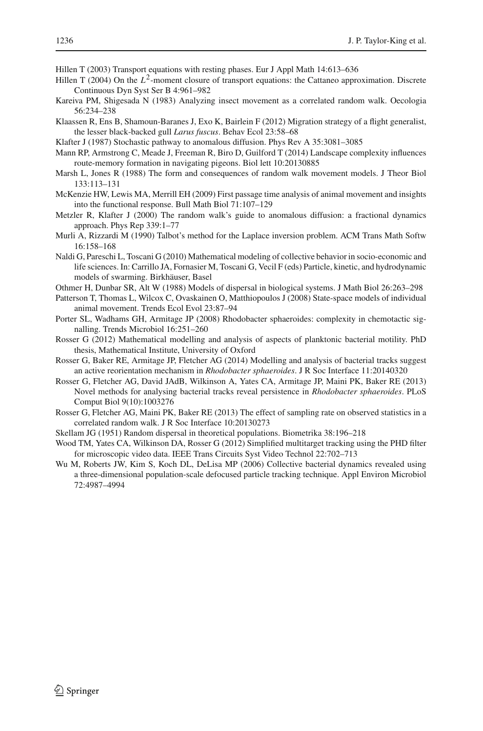Hillen T (2003) Transport equations with resting phases. Eur J Appl Math 14:613–636

Hillen T (2004) On the $L^2$-moment closure of transport equations: the Cattaneo approximation. Discrete Continuous Dyn Syst Ser B 4:961–982

Kareiva PM, Shigesada N (1983) Analyzing insect movement as a correlated random walk. Oecologia 56:234–238

Klaassen R, Ens B, Shamoun-Baranes J, Exo K, Bairlein F (2012) Migration strategy of a flight generalist, the lesser black-backed gull *Larus fuscus*. Behav Ecol 23:58–68

Klafter J (1987) Stochastic pathway to anomalous diffusion. Phys Rev A 35:3081–3085

Mann RP, Armstrong C, Meade J, Freeman R, Biro D, Guilford T (2014) Landscape complexity influences route-memory formation in navigating pigeons. Biol lett 10:20130885

Marsh L, Jones R (1988) The form and consequences of random walk movement models. J Theor Biol 133:113–131

McKenzie HW, Lewis MA, Merrill EH (2009) First passage time analysis of animal movement and insights into the functional response. Bull Math Biol 71:107–129

Metzler R, Klafter J (2000) The random walk's guide to anomalous diffusion: a fractional dynamics approach. Phys Rep 339:1–77

Murli A, Rizzardi M (1990) Talbot's method for the Laplace inversion problem. ACM Trans Math Softw 16:158–168

Naldi G, Pareschi L, Toscani G (2010) Mathematical modeling of collective behavior in socio-economic and life sciences. In: Carrillo JA, Fornasier M, Toscani G, Vecil F (eds) Particle, kinetic, and hydrodynamic models of swarming. Birkhäuser, Basel

Othmer H, Dunbar SR, Alt W (1988) Models of dispersal in biological systems. J Math Biol 26:263–298

Patterson T, Thomas L, Wilcox C, Ovaskainen O, Matthiopoulos J (2008) State-space models of individual animal movement. Trends Ecol Evol 23:87–94

Porter SL, Wadhams GH, Armitage JP (2008) Rhodobacter sphaeroides: complexity in chemotactic signalling. Trends Microbiol 16:251–260

Rosser G (2012) Mathematical modelling and analysis of aspects of planktonic bacterial motility. PhD thesis, Mathematical Institute, University of Oxford

Rosser G, Baker RE, Armitage JP, Fletcher AG (2014) Modelling and analysis of bacterial tracks suggest an active reorientation mechanism in *Rhodobacter sphaeroides*. J R Soc Interface 11:20140320

Rosser G, Fletcher AG, David JAdB, Wilkinson A, Yates CA, Armitage JP, Maini PK, Baker RE (2013) Novel methods for analysing bacterial tracks reveal persistence in *Rhodobacter sphaeroides*. PLoS Comput Biol 9(10):1003276

Rosser G, Fletcher AG, Maini PK, Baker RE (2013) The effect of sampling rate on observed statistics in a correlated random walk. J R Soc Interface 10:20130273

Skellam JG (1951) Random dispersal in theoretical populations. Biometrika 38:196–218

Wood TM, Yates CA, Wilkinson DA, Rosser G (2012) Simplified multitarget tracking using the PHD filter for microscopic video data. IEEE Trans Circuits Syst Video Technol 22:702–713

Wu M, Roberts JW, Kim S, Koch DL, DeLisa MP (2006) Collective bacterial dynamics revealed using a three-dimensional population-scale defocused particle tracking technique. Appl Environ Microbiol 72:4987–4994